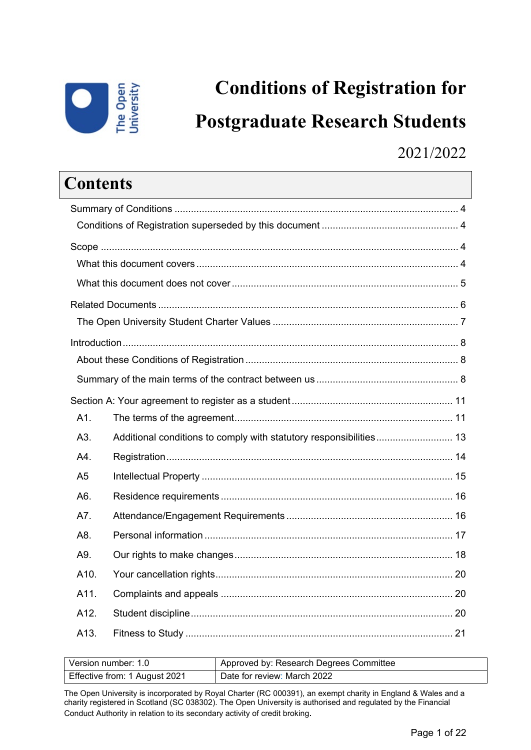# Conditions of Registration for Postgraduate Research Students

2021/2022

## Contents

Summary of Conditions ........ 4
- Conditions of Registration superseded by this document ........ 4

Scope ........ 4
- What this document covers ........ 4
- What this document does not cover ........ 5

Related Documents ........ 6
- The Open University Student Charter Values ........ 7

Introduction ........ 8
- About these Conditions of Registration ........ 8
- Summary of the main terms of the contract between us ........ 8

Section A: Your agreement to register as a student ........ 11
- A1. The terms of the agreement ........ 11
- A3. Additional conditions to comply with statutory responsibilities ........ 13
- A4. Registration ........ 14
- A5 Intellectual Property ........ 15
- A6. Residence requirements ........ 16
- A7. Attendance/Engagement Requirements ........ 16
- A8. Personal information ........ 17
- A9. Our rights to make changes ........ 18
- A10. Your cancellation rights ........ 20
- A11. Complaints and appeals ........ 20
- A12. Student discipline ........ 20
- A13. Fitness to Study ........ 21

| Version number: 1.0 | Approved by: Research Degrees Committee |
|---|---|
| Effective from: 1 August 2021 | Date for review: March 2022 |

The Open University is incorporated by Royal Charter (RC 000391), an exempt charity in England & Wales and a charity registered in Scotland (SC 038302). The Open University is authorised and regulated by the Financial Conduct Authority in relation to its secondary activity of credit broking.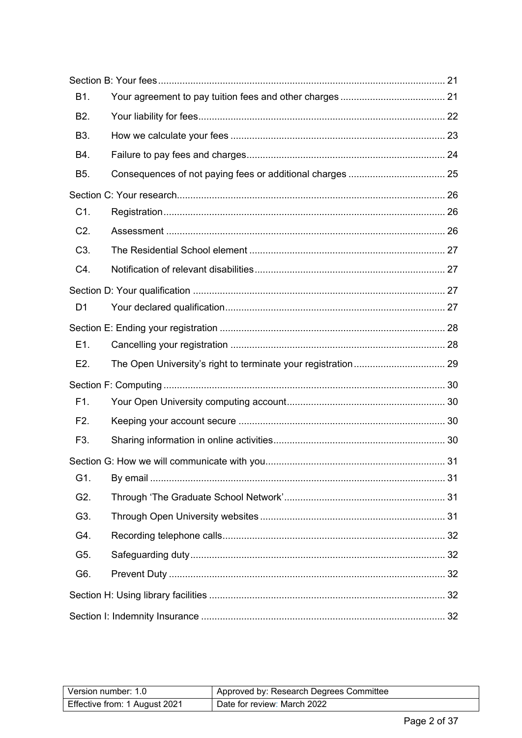Section B: Your fees ..... 21

- B1. Your agreement to pay tuition fees and other charges ..... 21
- B2. Your liability for fees ..... 22
- B3. How we calculate your fees ..... 23
- B4. Failure to pay fees and charges ..... 24
- B5. Consequences of not paying fees or additional charges ..... 25

Section C: Your research ..... 26

- C1. Registration ..... 26
- C2. Assessment ..... 26
- C3. The Residential School element ..... 27
- C4. Notification of relevant disabilities ..... 27

Section D: Your qualification ..... 27

- D1 Your declared qualification ..... 27

Section E: Ending your registration ..... 28

- E1. Cancelling your registration ..... 28
- E2. The Open University's right to terminate your registration ..... 29

Section F: Computing ..... 30

- F1. Your Open University computing account ..... 30
- F2. Keeping your account secure ..... 30
- F3. Sharing information in online activities ..... 30

Section G: How we will communicate with you ..... 31

- G1. By email ..... 31
- G2. Through 'The Graduate School Network' ..... 31
- G3. Through Open University websites ..... 31
- G4. Recording telephone calls ..... 32
- G5. Safeguarding duty ..... 32
- G6. Prevent Duty ..... 32

Section H: Using library facilities ..... 32

Section I: Indemnity Insurance ..... 32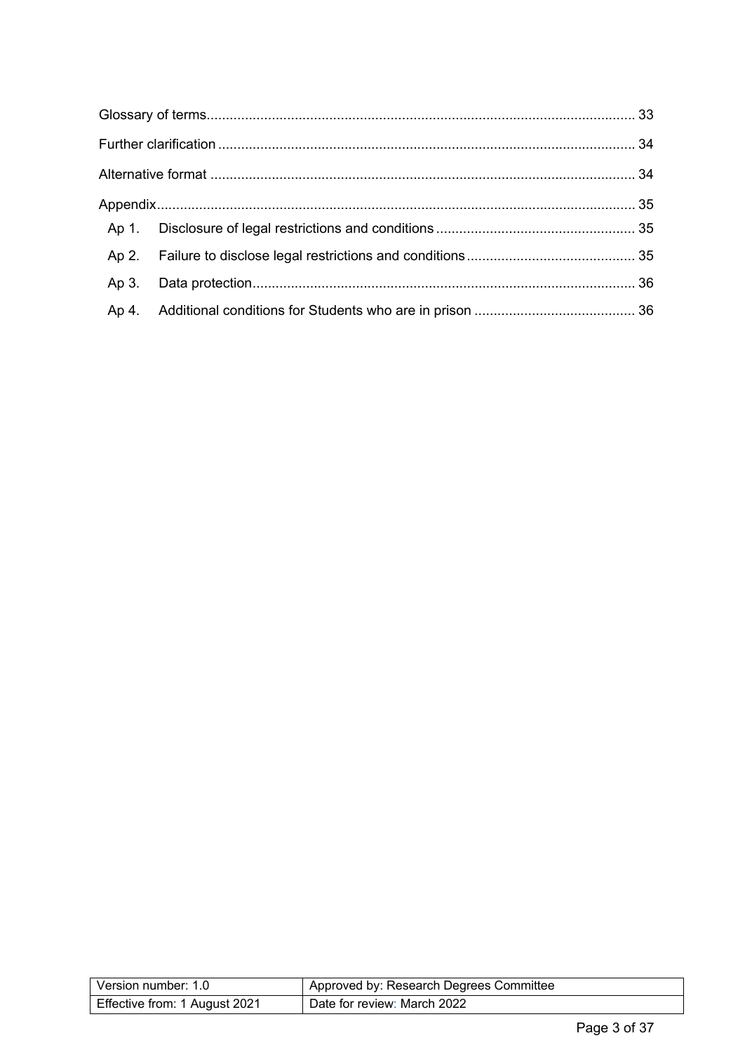Glossary of terms.......................................................................................................... 33

Further clarification ....................................................................................................... 34

Alternative format .......................................................................................................... 34

Appendix........................................................................................................................ 35

- Ap 1. Disclosure of legal restrictions and conditions ................................................... 35
- Ap 2. Failure to disclose legal restrictions and conditions ........................................... 35
- Ap 3. Data protection.................................................................................................. 36
- Ap 4. Additional conditions for Students who are in prison ......................................... 36

| Version number: 1.0 | Approved by: Research Degrees Committee |
|---|---|
| Effective from: 1 August 2021 | Date for review: March 2022 |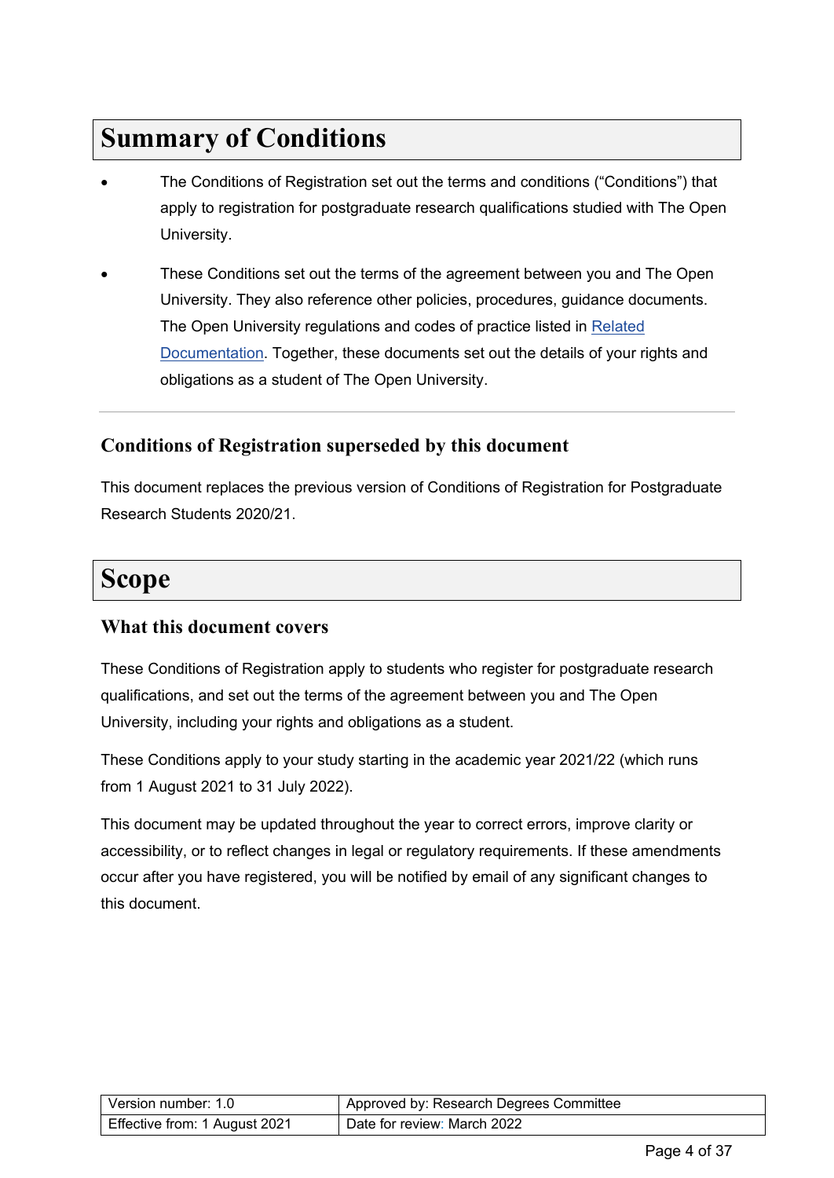# Summary of Conditions

- The Conditions of Registration set out the terms and conditions ("Conditions") that apply to registration for postgraduate research qualifications studied with The Open University.
- These Conditions set out the terms of the agreement between you and The Open University. They also reference other policies, procedures, guidance documents. The Open University regulations and codes of practice listed in Related Documentation. Together, these documents set out the details of your rights and obligations as a student of The Open University.

---

## Conditions of Registration superseded by this document

This document replaces the previous version of Conditions of Registration for Postgraduate Research Students 2020/21.

# Scope

## What this document covers

These Conditions of Registration apply to students who register for postgraduate research qualifications, and set out the terms of the agreement between you and The Open University, including your rights and obligations as a student.

These Conditions apply to your study starting in the academic year 2021/22 (which runs from 1 August 2021 to 31 July 2022).

This document may be updated throughout the year to correct errors, improve clarity or accessibility, or to reflect changes in legal or regulatory requirements. If these amendments occur after you have registered, you will be notified by email of any significant changes to this document.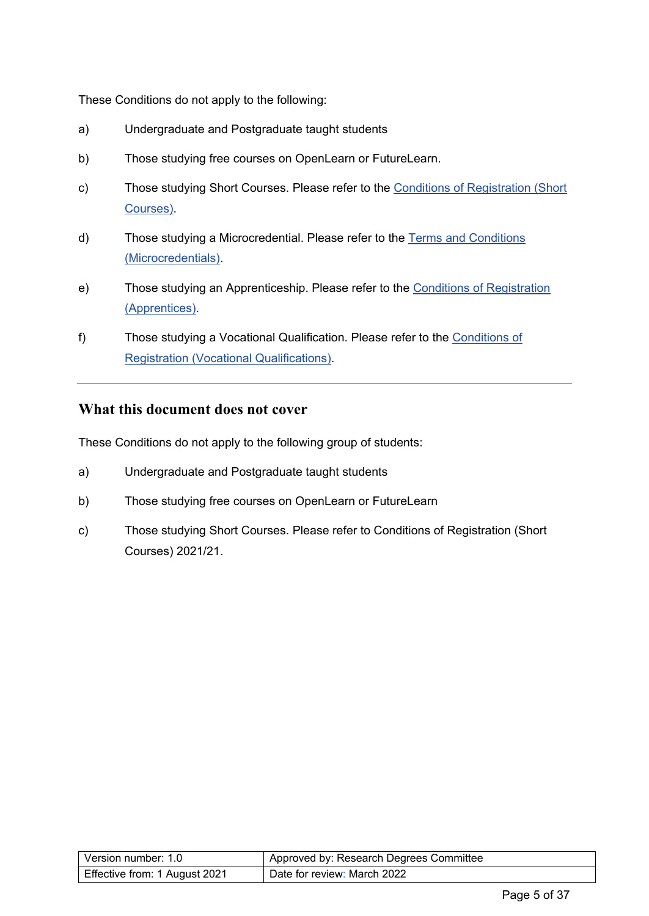These Conditions do not apply to the following:

a) Undergraduate and Postgraduate taught students

b) Those studying free courses on OpenLearn or FutureLearn.

c) Those studying Short Courses. Please refer to the Conditions of Registration (Short Courses).

d) Those studying a Microcredential. Please refer to the Terms and Conditions (Microcredentials).

e) Those studying an Apprenticeship. Please refer to the Conditions of Registration (Apprentices).

f) Those studying a Vocational Qualification. Please refer to the Conditions of Registration (Vocational Qualifications).

---

## What this document does not cover

These Conditions do not apply to the following group of students:

a) Undergraduate and Postgraduate taught students

b) Those studying free courses on OpenLearn or FutureLearn

c) Those studying Short Courses. Please refer to Conditions of Registration (Short Courses) 2021/21.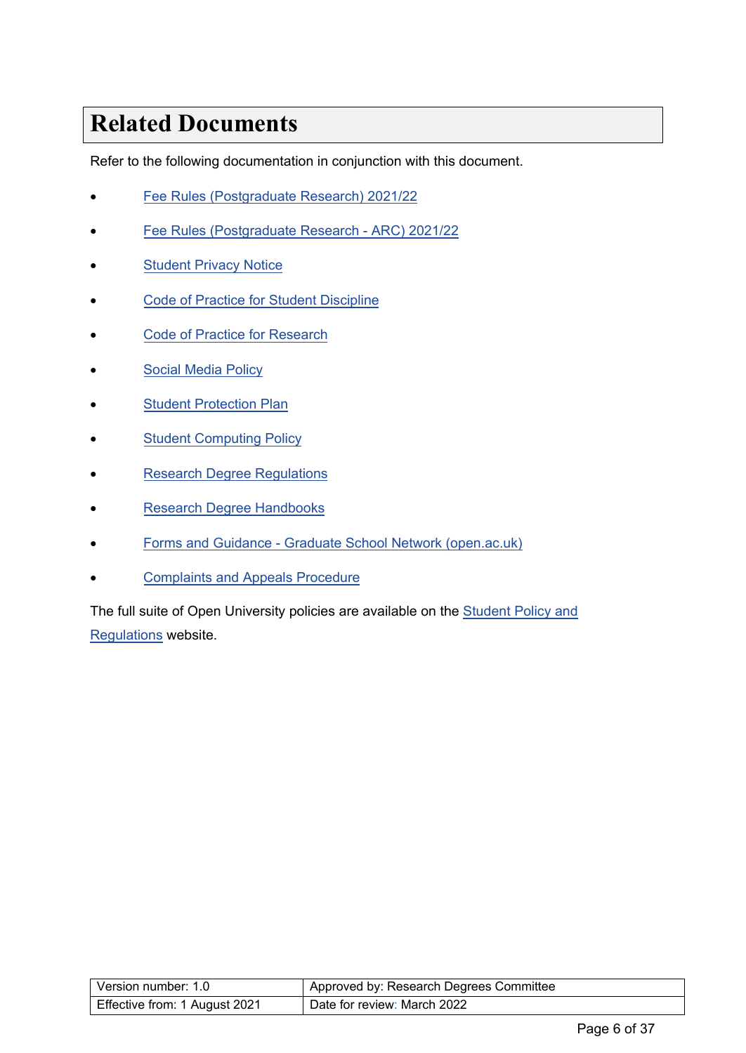# Related Documents

Refer to the following documentation in conjunction with this document.

- Fee Rules (Postgraduate Research) 2021/22
- Fee Rules (Postgraduate Research - ARC) 2021/22
- Student Privacy Notice
- Code of Practice for Student Discipline
- Code of Practice for Research
- Social Media Policy
- Student Protection Plan
- Student Computing Policy
- Research Degree Regulations
- Research Degree Handbooks
- Forms and Guidance - Graduate School Network (open.ac.uk)
- Complaints and Appeals Procedure

The full suite of Open University policies are available on the Student Policy and Regulations website.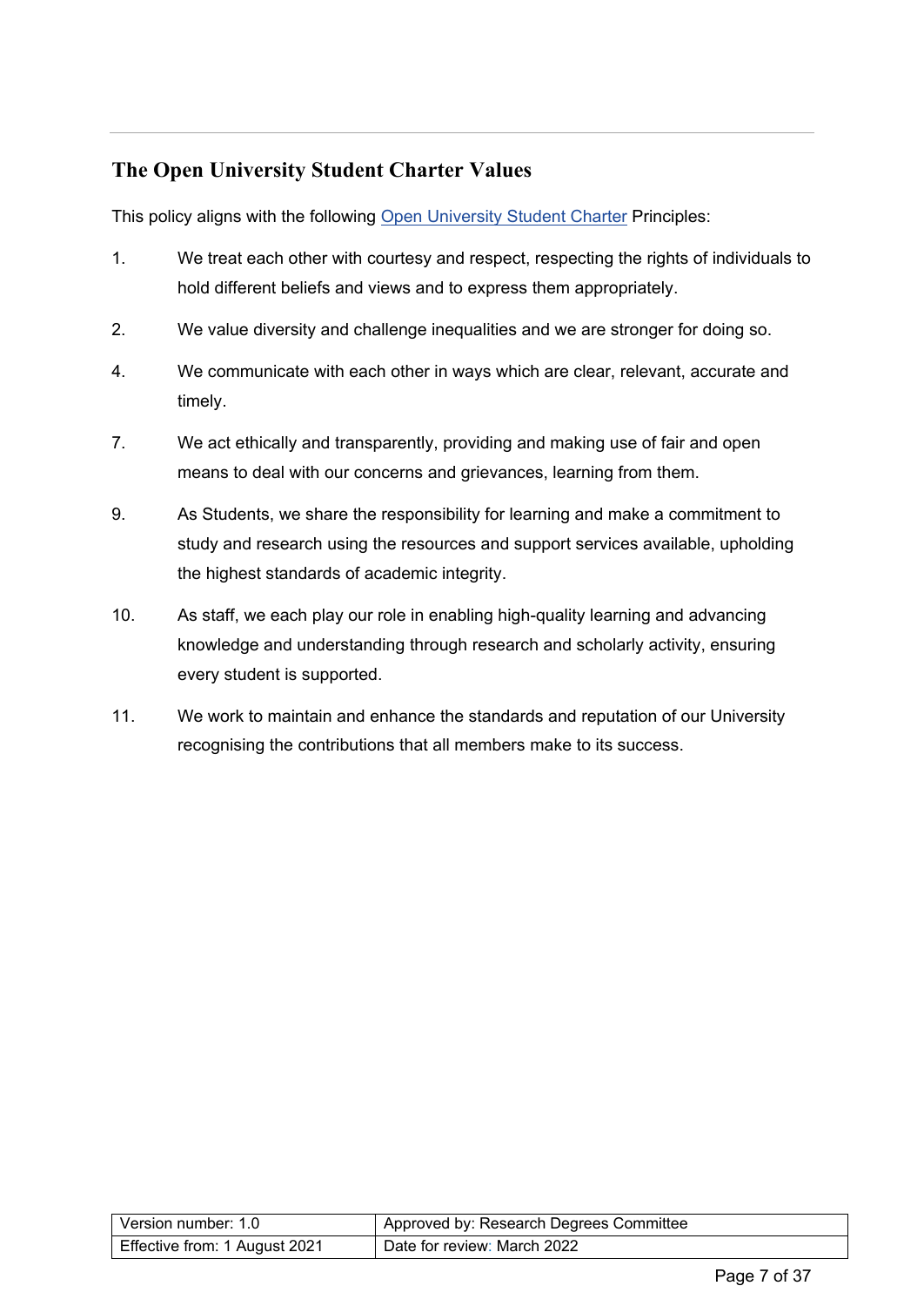## The Open University Student Charter Values

This policy aligns with the following [Open University Student Charter](Open University Student Charter) Principles:

1. We treat each other with courtesy and respect, respecting the rights of individuals to hold different beliefs and views and to express them appropriately.

2. We value diversity and challenge inequalities and we are stronger for doing so.

4. We communicate with each other in ways which are clear, relevant, accurate and timely.

7. We act ethically and transparently, providing and making use of fair and open means to deal with our concerns and grievances, learning from them.

9. As Students, we share the responsibility for learning and make a commitment to study and research using the resources and support services available, upholding the highest standards of academic integrity.

10. As staff, we each play our role in enabling high-quality learning and advancing knowledge and understanding through research and scholarly activity, ensuring every student is supported.

11. We work to maintain and enhance the standards and reputation of our University recognising the contributions that all members make to its success.

| Version number: 1.0 | Approved by: Research Degrees Committee |
|---|---|
| Effective from: 1 August 2021 | Date for review: March 2022 |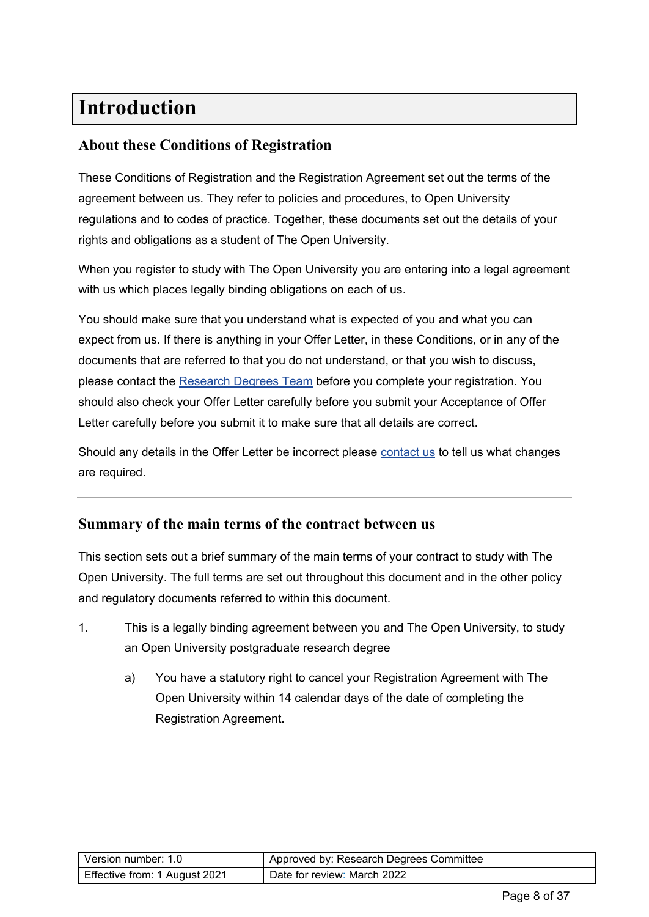# Introduction

## About these Conditions of Registration

These Conditions of Registration and the Registration Agreement set out the terms of the agreement between us. They refer to policies and procedures, to Open University regulations and to codes of practice. Together, these documents set out the details of your rights and obligations as a student of The Open University.

When you register to study with The Open University you are entering into a legal agreement with us which places legally binding obligations on each of us.

You should make sure that you understand what is expected of you and what you can expect from us. If there is anything in your Offer Letter, in these Conditions, or in any of the documents that are referred to that you do not understand, or that you wish to discuss, please contact the Research Degrees Team before you complete your registration. You should also check your Offer Letter carefully before you submit your Acceptance of Offer Letter carefully before you submit it to make sure that all details are correct.

Should any details in the Offer Letter be incorrect please contact us to tell us what changes are required.

---

## Summary of the main terms of the contract between us

This section sets out a brief summary of the main terms of your contract to study with The Open University. The full terms are set out throughout this document and in the other policy and regulatory documents referred to within this document.

1. This is a legally binding agreement between you and The Open University, to study an Open University postgraduate research degree

   a) You have a statutory right to cancel your Registration Agreement with The Open University within 14 calendar days of the date of completing the Registration Agreement.

| Version number: 1.0 | Approved by: Research Degrees Committee |
|---|---|
| Effective from: 1 August 2021 | Date for review: March 2022 |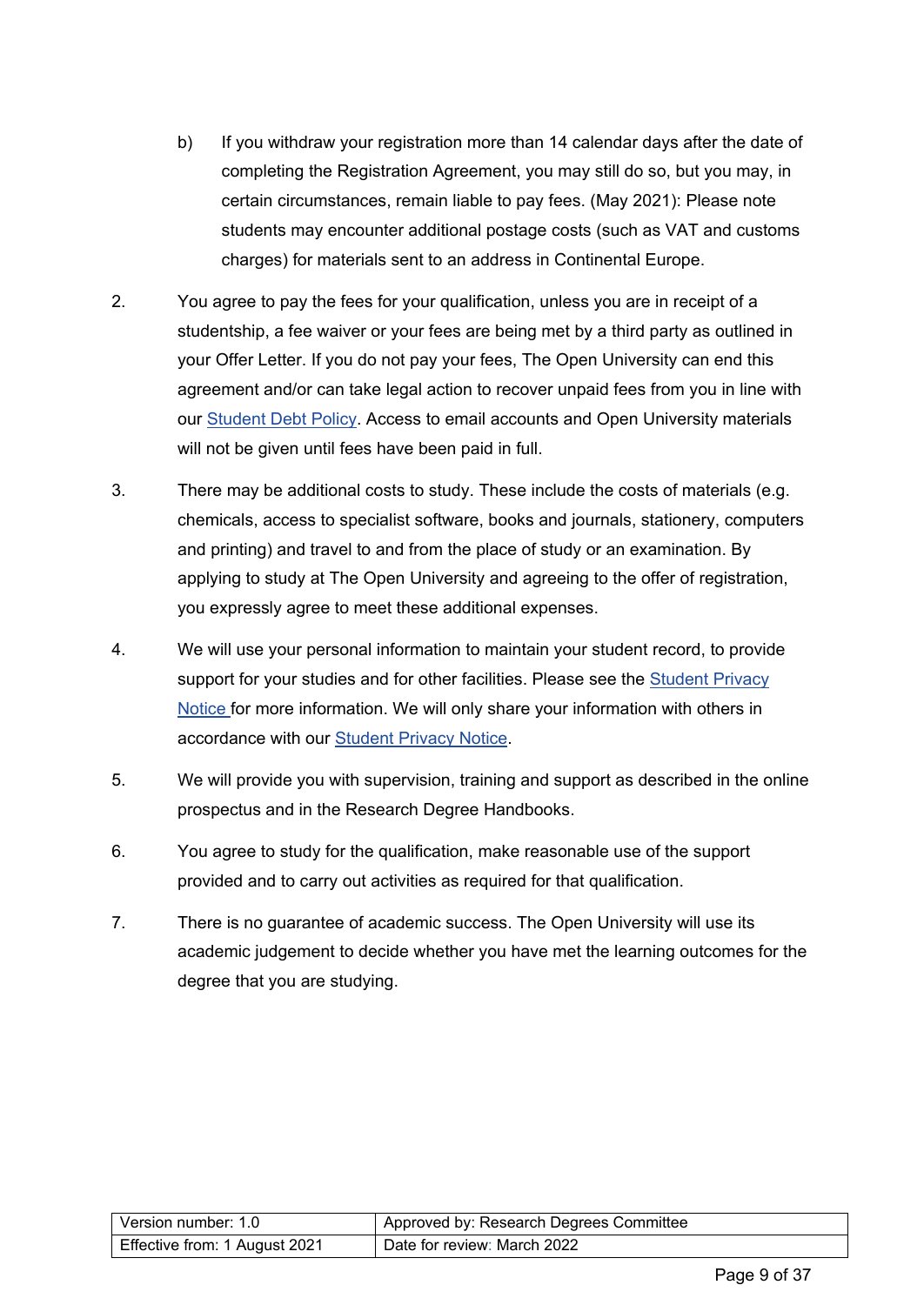b) If you withdraw your registration more than 14 calendar days after the date of completing the Registration Agreement, you may still do so, but you may, in certain circumstances, remain liable to pay fees. (May 2021): Please note students may encounter additional postage costs (such as VAT and customs charges) for materials sent to an address in Continental Europe.

2. You agree to pay the fees for your qualification, unless you are in receipt of a studentship, a fee waiver or your fees are being met by a third party as outlined in your Offer Letter. If you do not pay your fees, The Open University can end this agreement and/or can take legal action to recover unpaid fees from you in line with our Student Debt Policy. Access to email accounts and Open University materials will not be given until fees have been paid in full.

3. There may be additional costs to study. These include the costs of materials (e.g. chemicals, access to specialist software, books and journals, stationery, computers and printing) and travel to and from the place of study or an examination. By applying to study at The Open University and agreeing to the offer of registration, you expressly agree to meet these additional expenses.

4. We will use your personal information to maintain your student record, to provide support for your studies and for other facilities. Please see the Student Privacy Notice for more information. We will only share your information with others in accordance with our Student Privacy Notice.

5. We will provide you with supervision, training and support as described in the online prospectus and in the Research Degree Handbooks.

6. You agree to study for the qualification, make reasonable use of the support provided and to carry out activities as required for that qualification.

7. There is no guarantee of academic success. The Open University will use its academic judgement to decide whether you have met the learning outcomes for the degree that you are studying.

| Version number: 1.0 | Approved by: Research Degrees Committee |
| --- | --- |
| Effective from: 1 August 2021 | Date for review: March 2022 |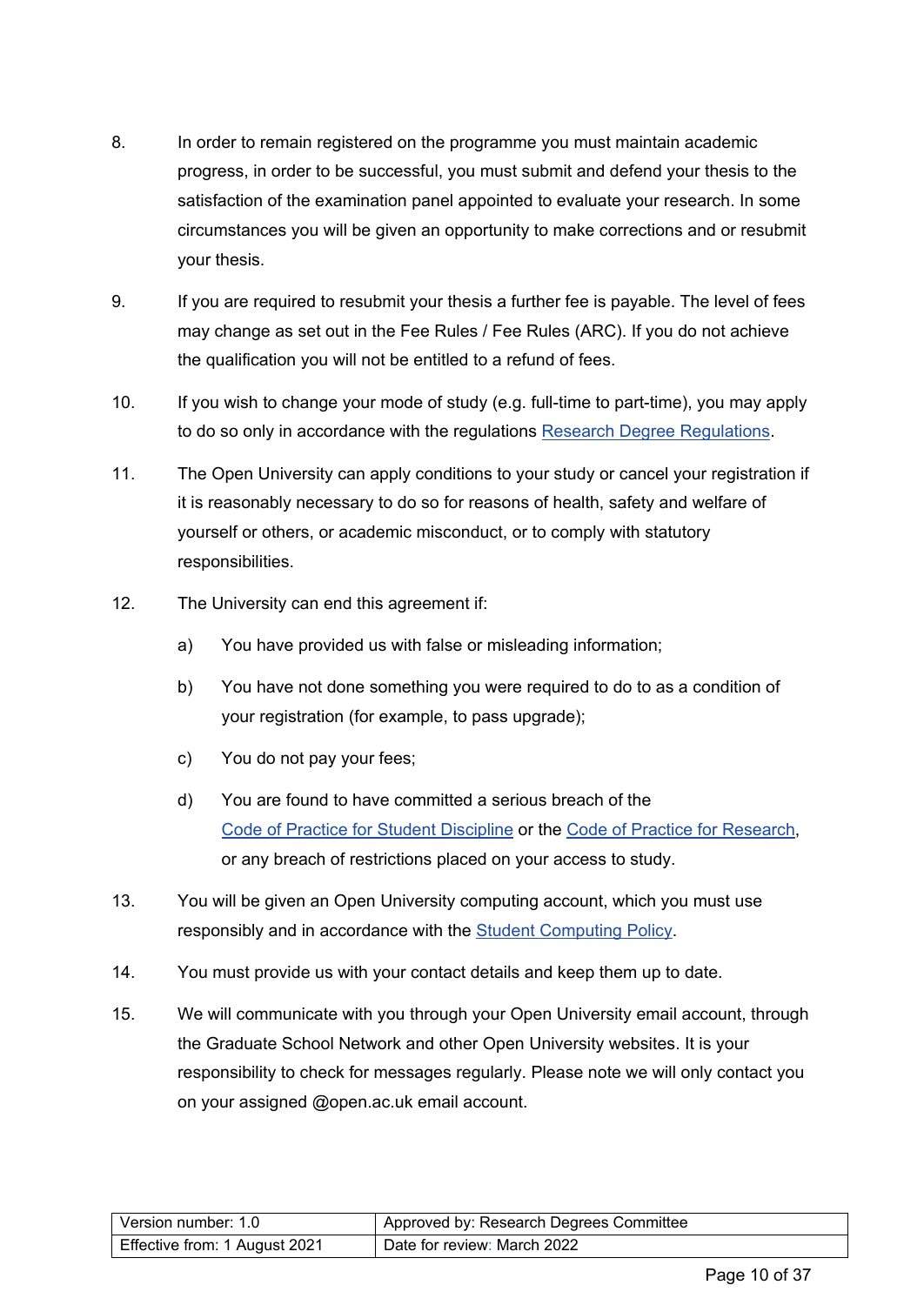8. In order to remain registered on the programme you must maintain academic progress, in order to be successful, you must submit and defend your thesis to the satisfaction of the examination panel appointed to evaluate your research. In some circumstances you will be given an opportunity to make corrections and or resubmit your thesis.

9. If you are required to resubmit your thesis a further fee is payable. The level of fees may change as set out in the Fee Rules / Fee Rules (ARC). If you do not achieve the qualification you will not be entitled to a refund of fees.

10. If you wish to change your mode of study (e.g. full-time to part-time), you may apply to do so only in accordance with the regulations Research Degree Regulations.

11. The Open University can apply conditions to your study or cancel your registration if it is reasonably necessary to do so for reasons of health, safety and welfare of yourself or others, or academic misconduct, or to comply with statutory responsibilities.

12. The University can end this agreement if:

    a) You have provided us with false or misleading information;

    b) You have not done something you were required to do to as a condition of your registration (for example, to pass upgrade);

    c) You do not pay your fees;

    d) You are found to have committed a serious breach of the Code of Practice for Student Discipline or the Code of Practice for Research, or any breach of restrictions placed on your access to study.

13. You will be given an Open University computing account, which you must use responsibly and in accordance with the Student Computing Policy.

14. You must provide us with your contact details and keep them up to date.

15. We will communicate with you through your Open University email account, through the Graduate School Network and other Open University websites. It is your responsibility to check for messages regularly. Please note we will only contact you on your assigned @open.ac.uk email account.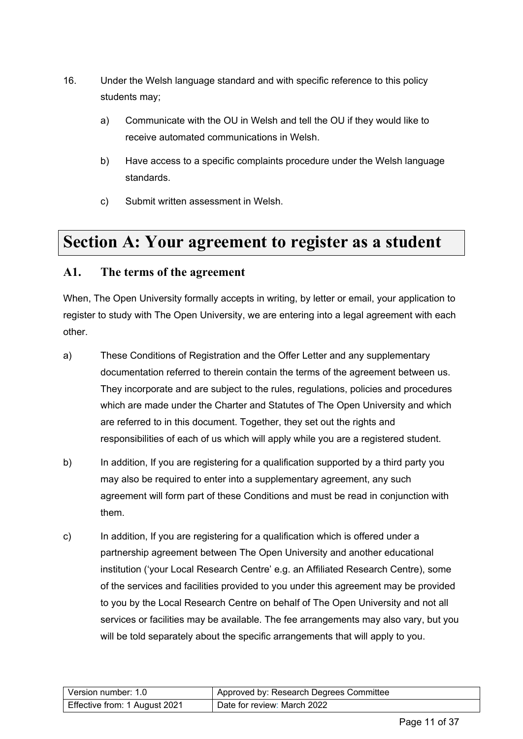16. Under the Welsh language standard and with specific reference to this policy students may;

    a) Communicate with the OU in Welsh and tell the OU if they would like to receive automated communications in Welsh.

    b) Have access to a specific complaints procedure under the Welsh language standards.

    c) Submit written assessment in Welsh.

# Section A: Your agreement to register as a student

## A1. The terms of the agreement

When, The Open University formally accepts in writing, by letter or email, your application to register to study with The Open University, we are entering into a legal agreement with each other.

a) These Conditions of Registration and the Offer Letter and any supplementary documentation referred to therein contain the terms of the agreement between us. They incorporate and are subject to the rules, regulations, policies and procedures which are made under the Charter and Statutes of The Open University and which are referred to in this document. Together, they set out the rights and responsibilities of each of us which will apply while you are a registered student.

b) In addition, If you are registering for a qualification supported by a third party you may also be required to enter into a supplementary agreement, any such agreement will form part of these Conditions and must be read in conjunction with them.

c) In addition, If you are registering for a qualification which is offered under a partnership agreement between The Open University and another educational institution ('your Local Research Centre' e.g. an Affiliated Research Centre), some of the services and facilities provided to you under this agreement may be provided to you by the Local Research Centre on behalf of The Open University and not all services or facilities may be available. The fee arrangements may also vary, but you will be told separately about the specific arrangements that will apply to you.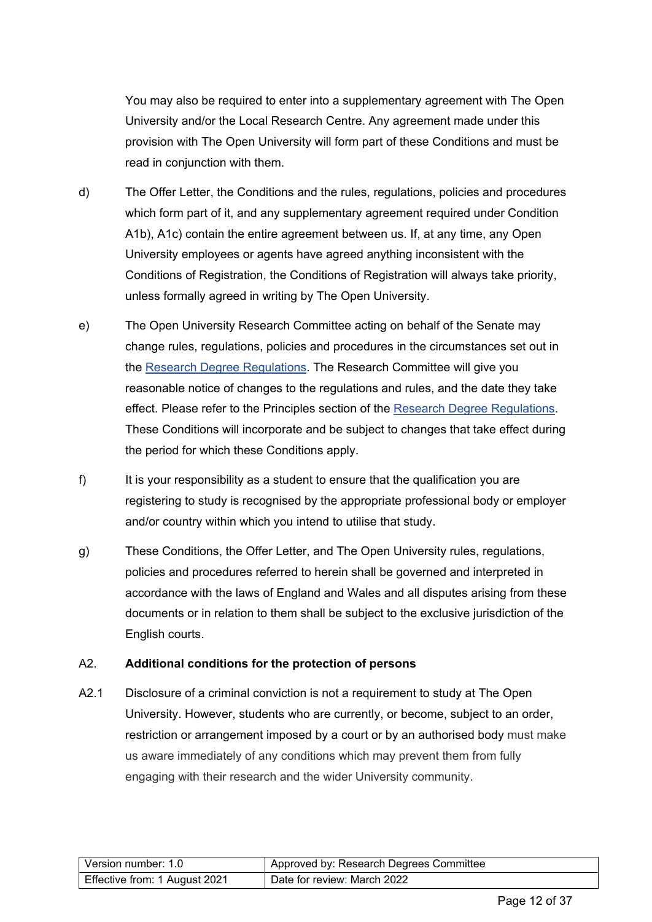You may also be required to enter into a supplementary agreement with The Open University and/or the Local Research Centre. Any agreement made under this provision with The Open University will form part of these Conditions and must be read in conjunction with them.

d) The Offer Letter, the Conditions and the rules, regulations, policies and procedures which form part of it, and any supplementary agreement required under Condition A1b), A1c) contain the entire agreement between us. If, at any time, any Open University employees or agents have agreed anything inconsistent with the Conditions of Registration, the Conditions of Registration will always take priority, unless formally agreed in writing by The Open University.

e) The Open University Research Committee acting on behalf of the Senate may change rules, regulations, policies and procedures in the circumstances set out in the Research Degree Regulations. The Research Committee will give you reasonable notice of changes to the regulations and rules, and the date they take effect. Please refer to the Principles section of the Research Degree Regulations. These Conditions will incorporate and be subject to changes that take effect during the period for which these Conditions apply.

f) It is your responsibility as a student to ensure that the qualification you are registering to study is recognised by the appropriate professional body or employer and/or country within which you intend to utilise that study.

g) These Conditions, the Offer Letter, and The Open University rules, regulations, policies and procedures referred to herein shall be governed and interpreted in accordance with the laws of England and Wales and all disputes arising from these documents or in relation to them shall be subject to the exclusive jurisdiction of the English courts.

## A2. **Additional conditions for the protection of persons**

A2.1 Disclosure of a criminal conviction is not a requirement to study at The Open University. However, students who are currently, or become, subject to an order, restriction or arrangement imposed by a court or by an authorised body must make us aware immediately of any conditions which may prevent them from fully engaging with their research and the wider University community.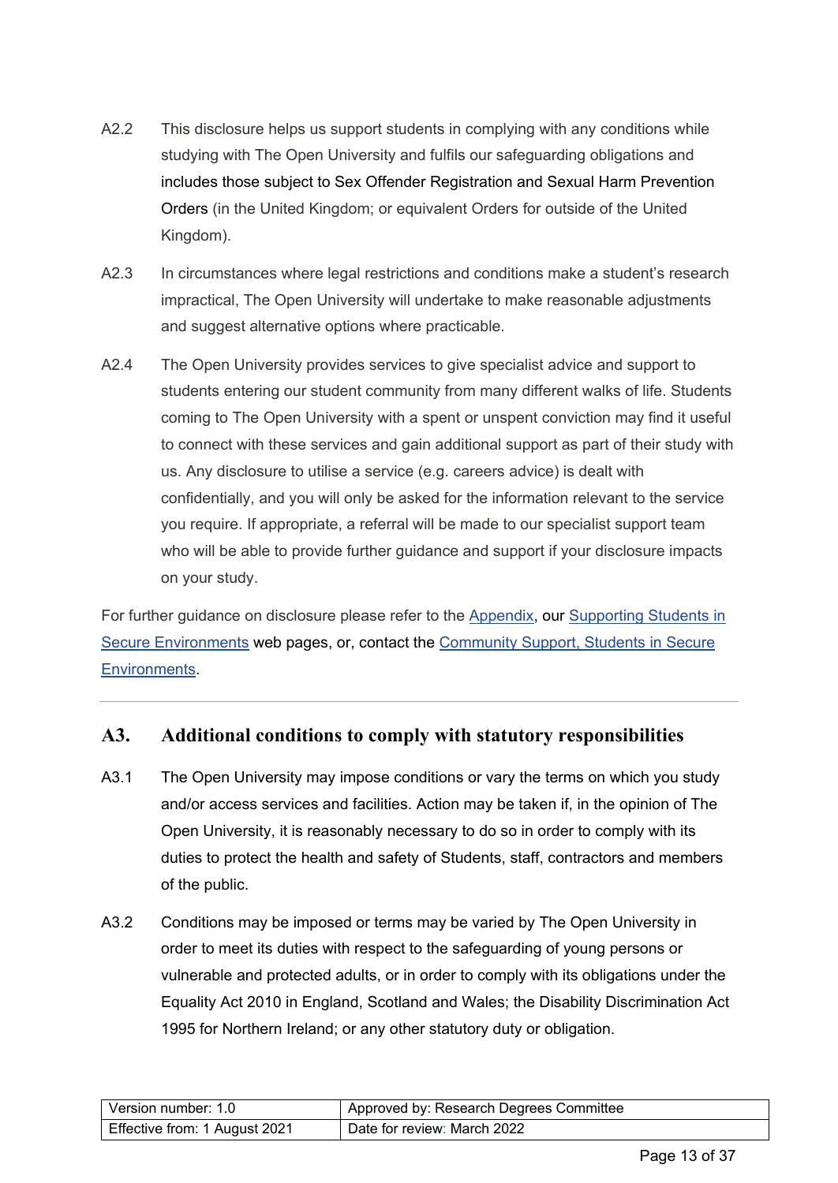A2.2 This disclosure helps us support students in complying with any conditions while studying with The Open University and fulfils our safeguarding obligations and includes those subject to Sex Offender Registration and Sexual Harm Prevention Orders (in the United Kingdom; or equivalent Orders for outside of the United Kingdom).

A2.3 In circumstances where legal restrictions and conditions make a student's research impractical, The Open University will undertake to make reasonable adjustments and suggest alternative options where practicable.

A2.4 The Open University provides services to give specialist advice and support to students entering our student community from many different walks of life. Students coming to The Open University with a spent or unspent conviction may find it useful to connect with these services and gain additional support as part of their study with us. Any disclosure to utilise a service (e.g. careers advice) is dealt with confidentially, and you will only be asked for the information relevant to the service you require. If appropriate, a referral will be made to our specialist support team who will be able to provide further guidance and support if your disclosure impacts on your study.

For further guidance on disclosure please refer to the Appendix, our Supporting Students in Secure Environments web pages, or, contact the Community Support, Students in Secure Environments.

---

## A3. Additional conditions to comply with statutory responsibilities

A3.1 The Open University may impose conditions or vary the terms on which you study and/or access services and facilities. Action may be taken if, in the opinion of The Open University, it is reasonably necessary to do so in order to comply with its duties to protect the health and safety of Students, staff, contractors and members of the public.

A3.2 Conditions may be imposed or terms may be varied by The Open University in order to meet its duties with respect to the safeguarding of young persons or vulnerable and protected adults, or in order to comply with its obligations under the Equality Act 2010 in England, Scotland and Wales; the Disability Discrimination Act 1995 for Northern Ireland; or any other statutory duty or obligation.

| Version number: 1.0 | Approved by: Research Degrees Committee |
|---|---|
| Effective from: 1 August 2021 | Date for review: March 2022 |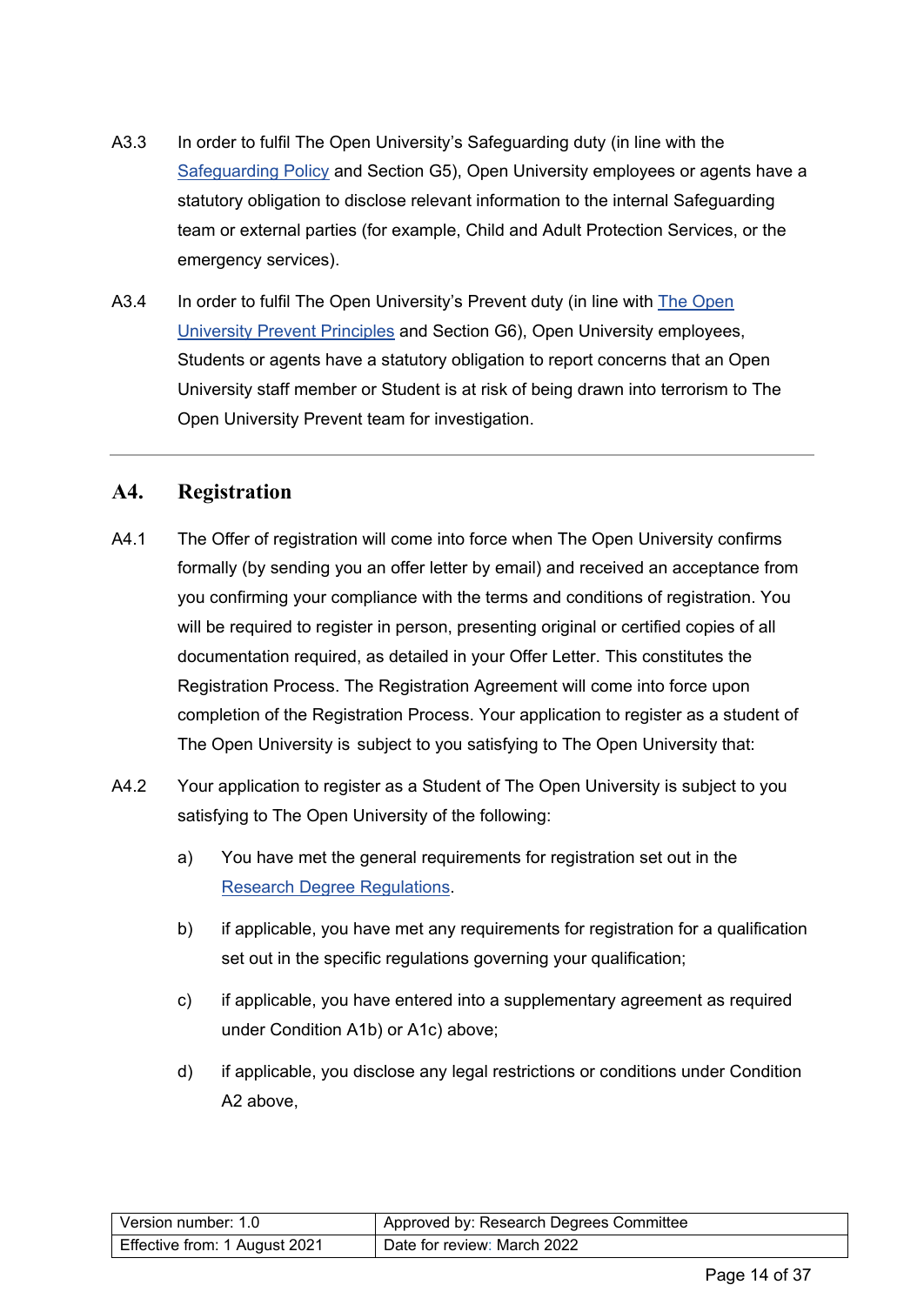A3.3 In order to fulfil The Open University's Safeguarding duty (in line with the Safeguarding Policy and Section G5), Open University employees or agents have a statutory obligation to disclose relevant information to the internal Safeguarding team or external parties (for example, Child and Adult Protection Services, or the emergency services).

A3.4 In order to fulfil The Open University's Prevent duty (in line with The Open University Prevent Principles and Section G6), Open University employees, Students or agents have a statutory obligation to report concerns that an Open University staff member or Student is at risk of being drawn into terrorism to The Open University Prevent team for investigation.

---

## A4. Registration

A4.1 The Offer of registration will come into force when The Open University confirms formally (by sending you an offer letter by email) and received an acceptance from you confirming your compliance with the terms and conditions of registration. You will be required to register in person, presenting original or certified copies of all documentation required, as detailed in your Offer Letter. This constitutes the Registration Process. The Registration Agreement will come into force upon completion of the Registration Process. Your application to register as a student of The Open University is subject to you satisfying to The Open University that:

A4.2 Your application to register as a Student of The Open University is subject to you satisfying to The Open University of the following:

a) You have met the general requirements for registration set out in the Research Degree Regulations.

b) if applicable, you have met any requirements for registration for a qualification set out in the specific regulations governing your qualification;

c) if applicable, you have entered into a supplementary agreement as required under Condition A1b) or A1c) above;

d) if applicable, you disclose any legal restrictions or conditions under Condition A2 above,

| Version number: 1.0 | Approved by: Research Degrees Committee |
|---|---|
| Effective from: 1 August 2021 | Date for review: March 2022 |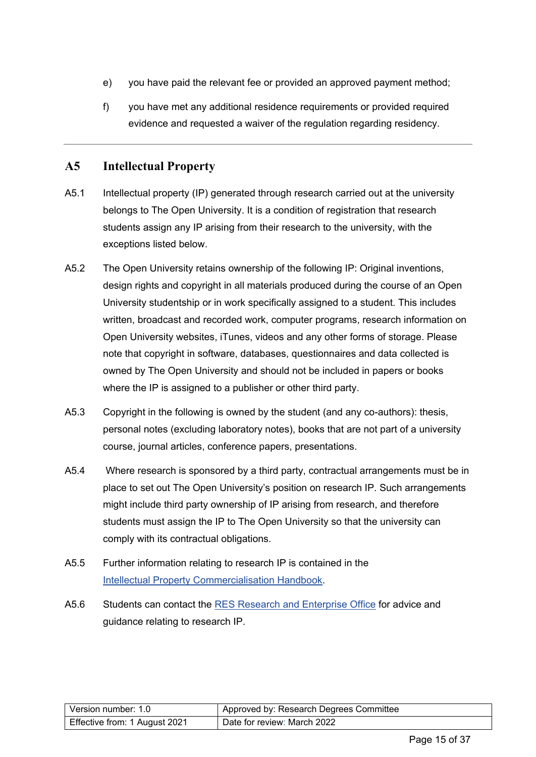e) you have paid the relevant fee or provided an approved payment method;

f) you have met any additional residence requirements or provided required evidence and requested a waiver of the regulation regarding residency.

---

## A5 Intellectual Property

A5.1 Intellectual property (IP) generated through research carried out at the university belongs to The Open University. It is a condition of registration that research students assign any IP arising from their research to the university, with the exceptions listed below.

A5.2 The Open University retains ownership of the following IP: Original inventions, design rights and copyright in all materials produced during the course of an Open University studentship or in work specifically assigned to a student. This includes written, broadcast and recorded work, computer programs, research information on Open University websites, iTunes, videos and any other forms of storage. Please note that copyright in software, databases, questionnaires and data collected is owned by The Open University and should not be included in papers or books where the IP is assigned to a publisher or other third party.

A5.3 Copyright in the following is owned by the student (and any co-authors): thesis, personal notes (excluding laboratory notes), books that are not part of a university course, journal articles, conference papers, presentations.

A5.4 Where research is sponsored by a third party, contractual arrangements must be in place to set out The Open University's position on research IP. Such arrangements might include third party ownership of IP arising from research, and therefore students must assign the IP to The Open University so that the university can comply with its contractual obligations.

A5.5 Further information relating to research IP is contained in the Intellectual Property Commercialisation Handbook.

A5.6 Students can contact the RES Research and Enterprise Office for advice and guidance relating to research IP.

| Version number: 1.0 | Approved by: Research Degrees Committee |
| --- | --- |
| Effective from: 1 August 2021 | Date for review: March 2022 |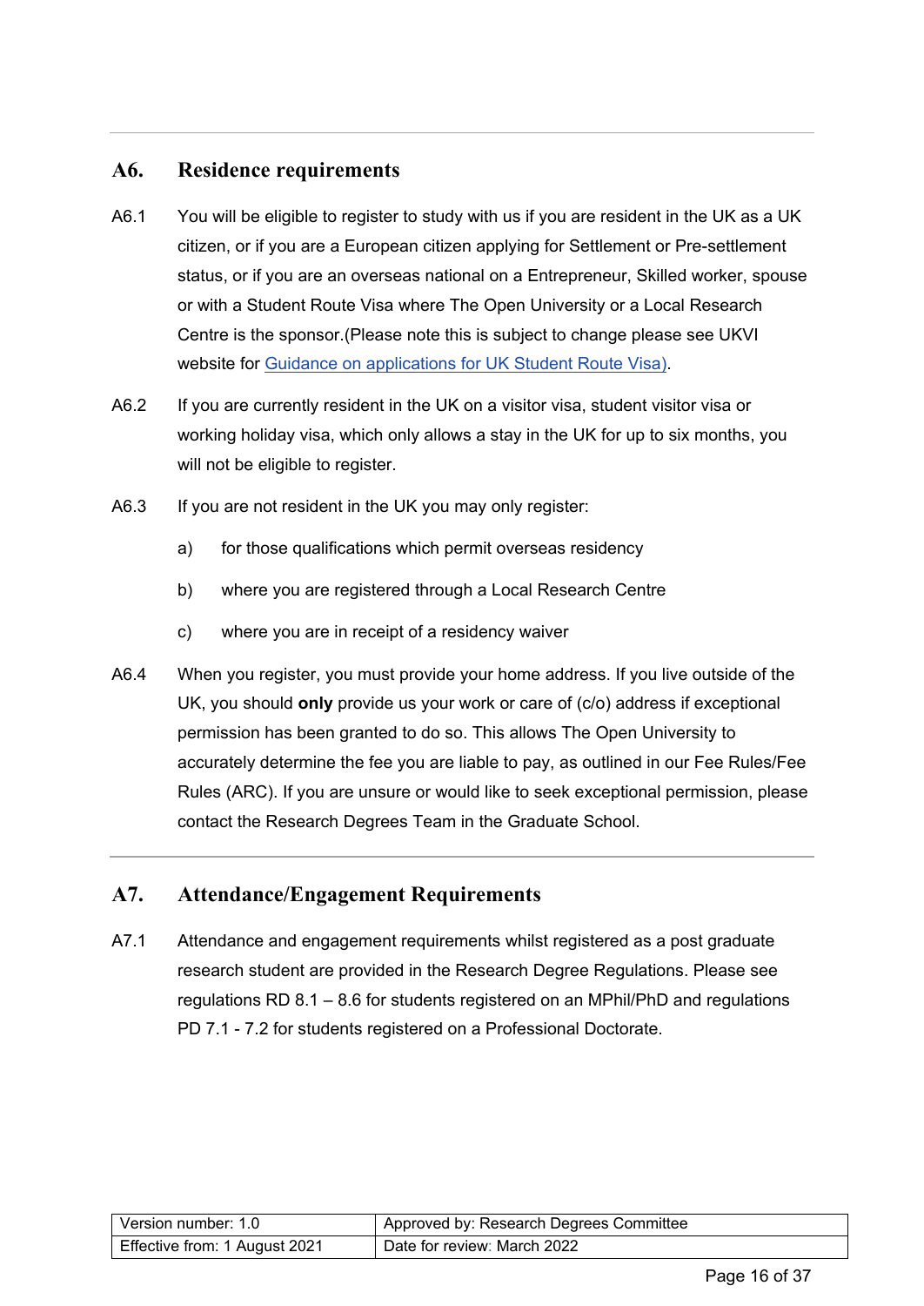## A6. Residence requirements

A6.1 You will be eligible to register to study with us if you are resident in the UK as a UK citizen, or if you are a European citizen applying for Settlement or Pre-settlement status, or if you are an overseas national on a Entrepreneur, Skilled worker, spouse or with a Student Route Visa where The Open University or a Local Research Centre is the sponsor.(Please note this is subject to change please see UKVI website for Guidance on applications for UK Student Route Visa).

A6.2 If you are currently resident in the UK on a visitor visa, student visitor visa or working holiday visa, which only allows a stay in the UK for up to six months, you will not be eligible to register.

A6.3 If you are not resident in the UK you may only register:

a) for those qualifications which permit overseas residency

b) where you are registered through a Local Research Centre

c) where you are in receipt of a residency waiver

A6.4 When you register, you must provide your home address. If you live outside of the UK, you should **only** provide us your work or care of (c/o) address if exceptional permission has been granted to do so. This allows The Open University to accurately determine the fee you are liable to pay, as outlined in our Fee Rules/Fee Rules (ARC). If you are unsure or would like to seek exceptional permission, please contact the Research Degrees Team in the Graduate School.

## A7. Attendance/Engagement Requirements

A7.1 Attendance and engagement requirements whilst registered as a post graduate research student are provided in the Research Degree Regulations. Please see regulations RD 8.1 – 8.6 for students registered on an MPhil/PhD and regulations PD 7.1 - 7.2 for students registered on a Professional Doctorate.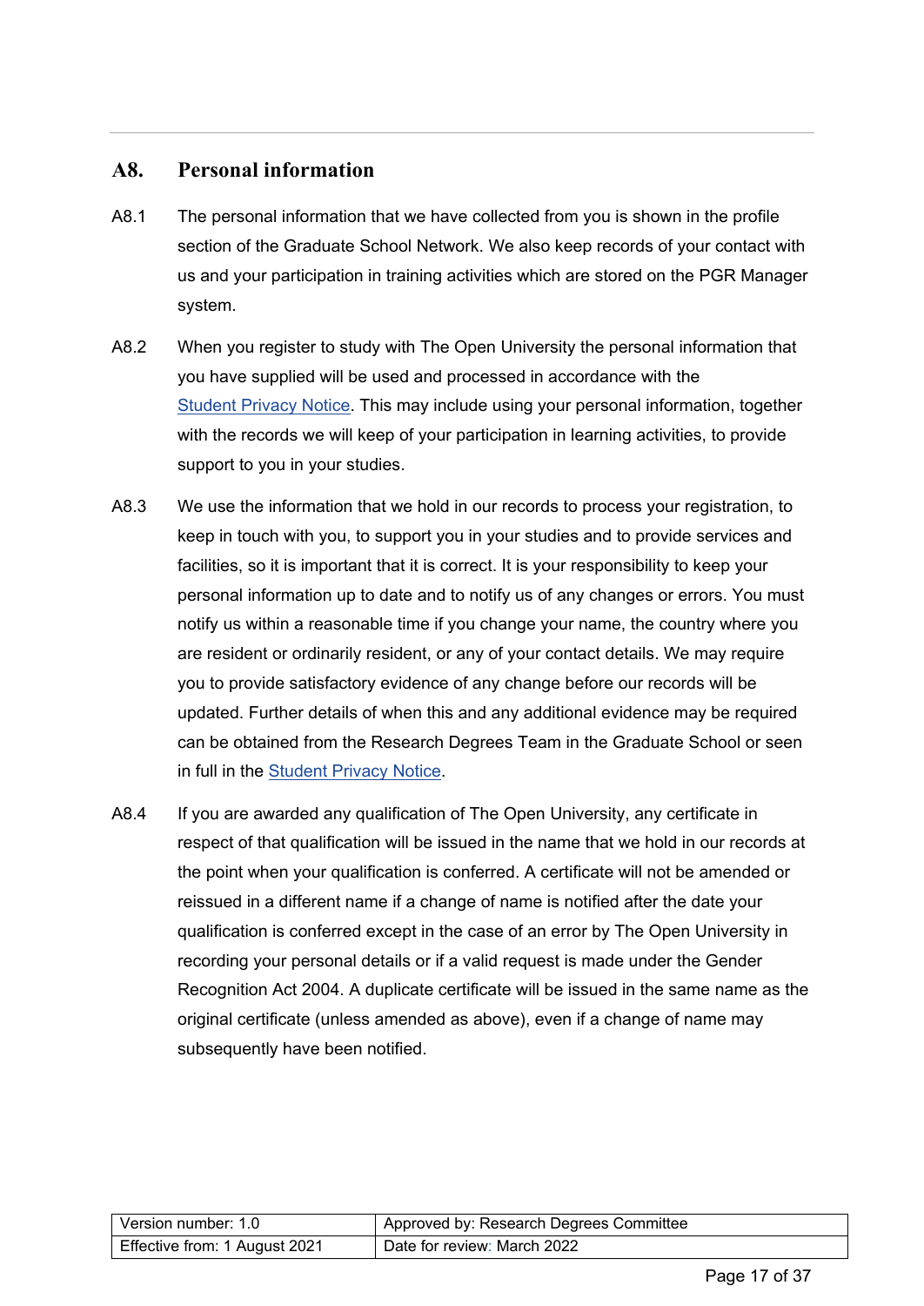## A8. Personal information

A8.1 The personal information that we have collected from you is shown in the profile section of the Graduate School Network. We also keep records of your contact with us and your participation in training activities which are stored on the PGR Manager system.

A8.2 When you register to study with The Open University the personal information that you have supplied will be used and processed in accordance with the Student Privacy Notice. This may include using your personal information, together with the records we will keep of your participation in learning activities, to provide support to you in your studies.

A8.3 We use the information that we hold in our records to process your registration, to keep in touch with you, to support you in your studies and to provide services and facilities, so it is important that it is correct. It is your responsibility to keep your personal information up to date and to notify us of any changes or errors. You must notify us within a reasonable time if you change your name, the country where you are resident or ordinarily resident, or any of your contact details. We may require you to provide satisfactory evidence of any change before our records will be updated. Further details of when this and any additional evidence may be required can be obtained from the Research Degrees Team in the Graduate School or seen in full in the Student Privacy Notice.

A8.4 If you are awarded any qualification of The Open University, any certificate in respect of that qualification will be issued in the name that we hold in our records at the point when your qualification is conferred. A certificate will not be amended or reissued in a different name if a change of name is notified after the date your qualification is conferred except in the case of an error by The Open University in recording your personal details or if a valid request is made under the Gender Recognition Act 2004. A duplicate certificate will be issued in the same name as the original certificate (unless amended as above), even if a change of name may subsequently have been notified.

| Version number: 1.0 | Approved by: Research Degrees Committee |
|---|---|
| Effective from: 1 August 2021 | Date for review: March 2022 |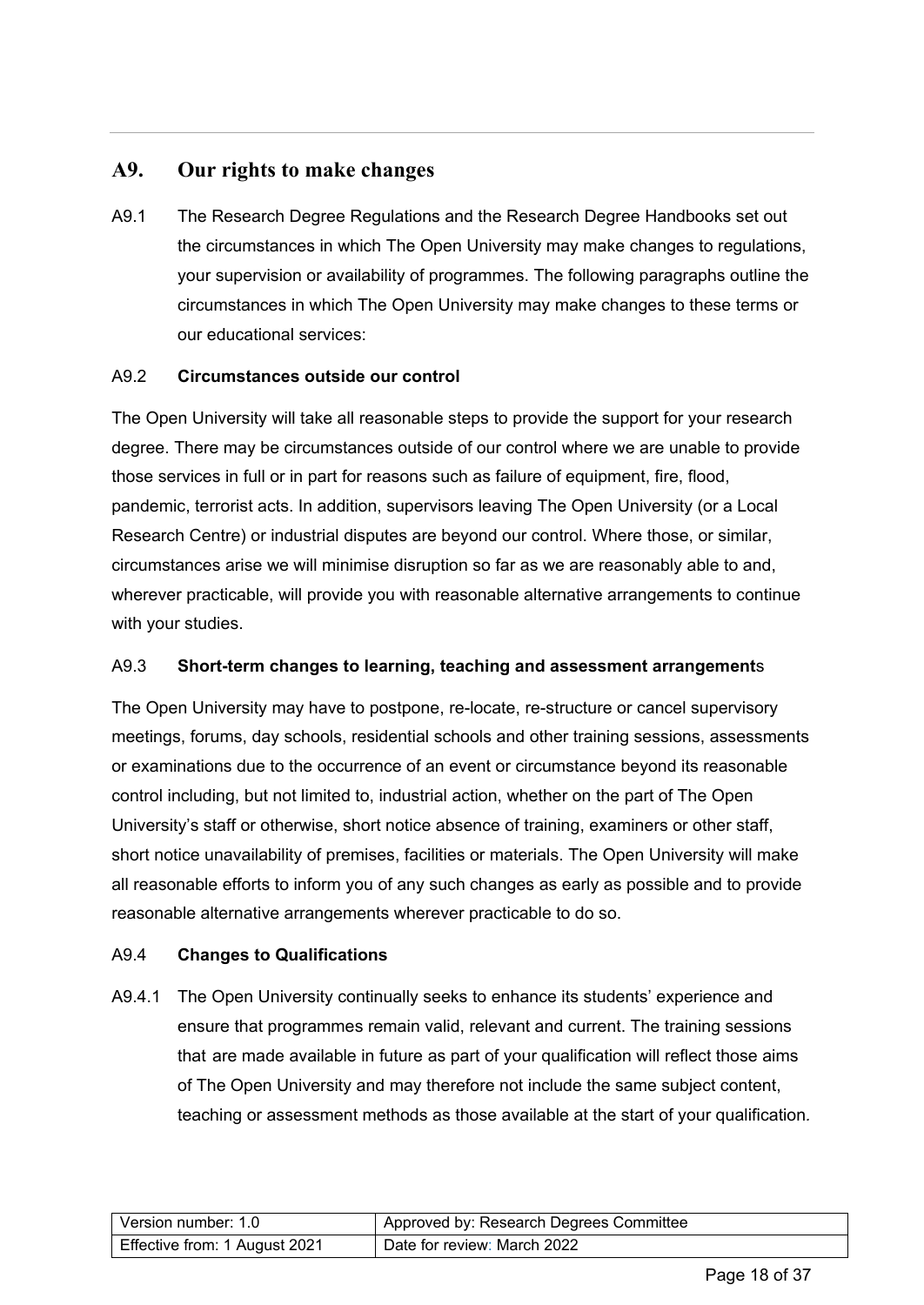## A9. Our rights to make changes

A9.1 The Research Degree Regulations and the Research Degree Handbooks set out the circumstances in which The Open University may make changes to regulations, your supervision or availability of programmes. The following paragraphs outline the circumstances in which The Open University may make changes to these terms or our educational services:

A9.2 **Circumstances outside our control**

The Open University will take all reasonable steps to provide the support for your research degree. There may be circumstances outside of our control where we are unable to provide those services in full or in part for reasons such as failure of equipment, fire, flood, pandemic, terrorist acts. In addition, supervisors leaving The Open University (or a Local Research Centre) or industrial disputes are beyond our control. Where those, or similar, circumstances arise we will minimise disruption so far as we are reasonably able to and, wherever practicable, will provide you with reasonable alternative arrangements to continue with your studies.

A9.3 **Short-term changes to learning, teaching and assessment arrangement**s

The Open University may have to postpone, re-locate, re-structure or cancel supervisory meetings, forums, day schools, residential schools and other training sessions, assessments or examinations due to the occurrence of an event or circumstance beyond its reasonable control including, but not limited to, industrial action, whether on the part of The Open University's staff or otherwise, short notice absence of training, examiners or other staff, short notice unavailability of premises, facilities or materials. The Open University will make all reasonable efforts to inform you of any such changes as early as possible and to provide reasonable alternative arrangements wherever practicable to do so.

A9.4 **Changes to Qualifications**

A9.4.1 The Open University continually seeks to enhance its students' experience and ensure that programmes remain valid, relevant and current. The training sessions that are made available in future as part of your qualification will reflect those aims of The Open University and may therefore not include the same subject content, teaching or assessment methods as those available at the start of your qualification.

| Version number: 1.0 | Approved by: Research Degrees Committee |
| --- | --- |
| Effective from: 1 August 2021 | Date for review: March 2022 |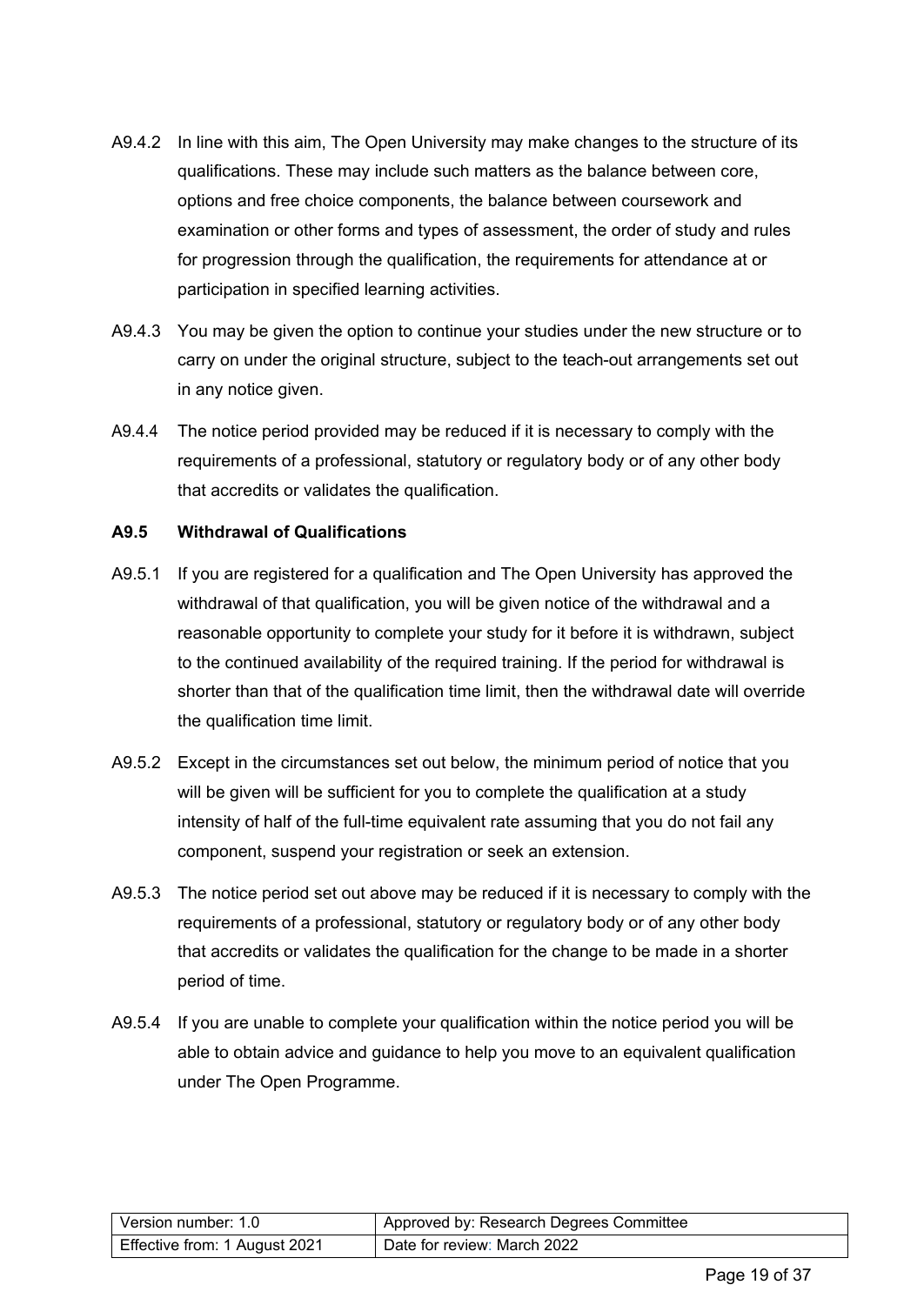A9.4.2 In line with this aim, The Open University may make changes to the structure of its qualifications. These may include such matters as the balance between core, options and free choice components, the balance between coursework and examination or other forms and types of assessment, the order of study and rules for progression through the qualification, the requirements for attendance at or participation in specified learning activities.

A9.4.3 You may be given the option to continue your studies under the new structure or to carry on under the original structure, subject to the teach-out arrangements set out in any notice given.

A9.4.4 The notice period provided may be reduced if it is necessary to comply with the requirements of a professional, statutory or regulatory body or of any other body that accredits or validates the qualification.

### A9.5 Withdrawal of Qualifications

A9.5.1 If you are registered for a qualification and The Open University has approved the withdrawal of that qualification, you will be given notice of the withdrawal and a reasonable opportunity to complete your study for it before it is withdrawn, subject to the continued availability of the required training. If the period for withdrawal is shorter than that of the qualification time limit, then the withdrawal date will override the qualification time limit.

A9.5.2 Except in the circumstances set out below, the minimum period of notice that you will be given will be sufficient for you to complete the qualification at a study intensity of half of the full-time equivalent rate assuming that you do not fail any component, suspend your registration or seek an extension.

A9.5.3 The notice period set out above may be reduced if it is necessary to comply with the requirements of a professional, statutory or regulatory body or of any other body that accredits or validates the qualification for the change to be made in a shorter period of time.

A9.5.4 If you are unable to complete your qualification within the notice period you will be able to obtain advice and guidance to help you move to an equivalent qualification under The Open Programme.

| Version number: 1.0 | Approved by: Research Degrees Committee |
| --- | --- |
| Effective from: 1 August 2021 | Date for review: March 2022 |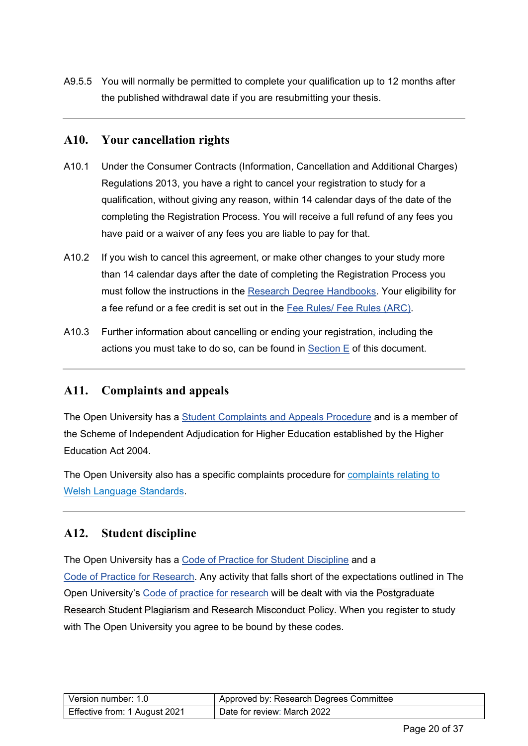A9.5.5 You will normally be permitted to complete your qualification up to 12 months after the published withdrawal date if you are resubmitting your thesis.

---

## A10. Your cancellation rights

A10.1 Under the Consumer Contracts (Information, Cancellation and Additional Charges) Regulations 2013, you have a right to cancel your registration to study for a qualification, without giving any reason, within 14 calendar days of the date of the completing the Registration Process. You will receive a full refund of any fees you have paid or a waiver of any fees you are liable to pay for that.

A10.2 If you wish to cancel this agreement, or make other changes to your study more than 14 calendar days after the date of completing the Registration Process you must follow the instructions in the Research Degree Handbooks. Your eligibility for a fee refund or a fee credit is set out in the Fee Rules/ Fee Rules (ARC).

A10.3 Further information about cancelling or ending your registration, including the actions you must take to do so, can be found in Section E of this document.

---

## A11. Complaints and appeals

The Open University has a Student Complaints and Appeals Procedure and is a member of the Scheme of Independent Adjudication for Higher Education established by the Higher Education Act 2004.

The Open University also has a specific complaints procedure for complaints relating to Welsh Language Standards.

---

## A12. Student discipline

The Open University has a Code of Practice for Student Discipline and a Code of Practice for Research. Any activity that falls short of the expectations outlined in The Open University's Code of practice for research will be dealt with via the Postgraduate Research Student Plagiarism and Research Misconduct Policy. When you register to study with The Open University you agree to be bound by these codes.

| Version number: 1.0 | Approved by: Research Degrees Committee |
|---|---|
| Effective from: 1 August 2021 | Date for review: March 2022 |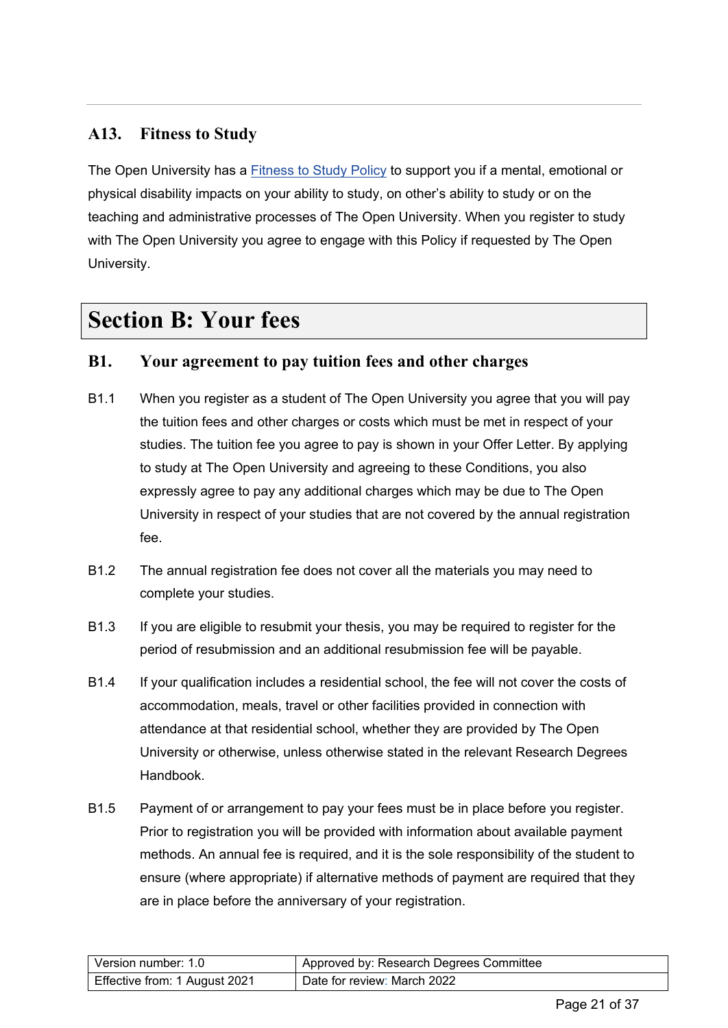## A13. Fitness to Study

The Open University has a [Fitness to Study Policy] to support you if a mental, emotional or physical disability impacts on your ability to study, on other's ability to study or on the teaching and administrative processes of The Open University. When you register to study with The Open University you agree to engage with this Policy if requested by The Open University.

# Section B: Your fees

## B1. Your agreement to pay tuition fees and other charges

B1.1 When you register as a student of The Open University you agree that you will pay the tuition fees and other charges or costs which must be met in respect of your studies. The tuition fee you agree to pay is shown in your Offer Letter. By applying to study at The Open University and agreeing to these Conditions, you also expressly agree to pay any additional charges which may be due to The Open University in respect of your studies that are not covered by the annual registration fee.

B1.2 The annual registration fee does not cover all the materials you may need to complete your studies.

B1.3 If you are eligible to resubmit your thesis, you may be required to register for the period of resubmission and an additional resubmission fee will be payable.

B1.4 If your qualification includes a residential school, the fee will not cover the costs of accommodation, meals, travel or other facilities provided in connection with attendance at that residential school, whether they are provided by The Open University or otherwise, unless otherwise stated in the relevant Research Degrees Handbook.

B1.5 Payment of or arrangement to pay your fees must be in place before you register. Prior to registration you will be provided with information about available payment methods. An annual fee is required, and it is the sole responsibility of the student to ensure (where appropriate) if alternative methods of payment are required that they are in place before the anniversary of your registration.

| Version number: 1.0 | Approved by: Research Degrees Committee |
|---|---|
| Effective from: 1 August 2021 | Date for review: March 2022 |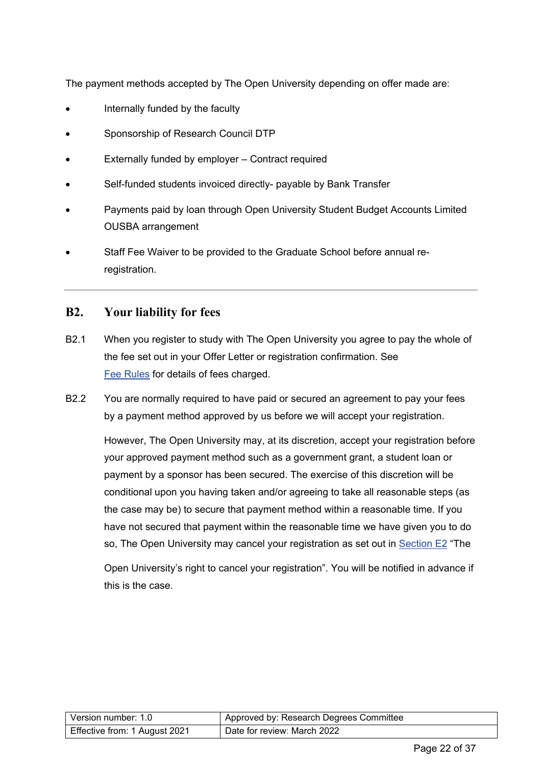The payment methods accepted by The Open University depending on offer made are:

- Internally funded by the faculty
- Sponsorship of Research Council DTP
- Externally funded by employer – Contract required
- Self-funded students invoiced directly- payable by Bank Transfer
- Payments paid by loan through Open University Student Budget Accounts Limited OUSBA arrangement
- Staff Fee Waiver to be provided to the Graduate School before annual re-registration.

---

## B2. Your liability for fees

B2.1 When you register to study with The Open University you agree to pay the whole of the fee set out in your Offer Letter or registration confirmation. See Fee Rules for details of fees charged.

B2.2 You are normally required to have paid or secured an agreement to pay your fees by a payment method approved by us before we will accept your registration.

However, The Open University may, at its discretion, accept your registration before your approved payment method such as a government grant, a student loan or payment by a sponsor has been secured. The exercise of this discretion will be conditional upon you having taken and/or agreeing to take all reasonable steps (as the case may be) to secure that payment method within a reasonable time. If you have not secured that payment within the reasonable time we have given you to do so, The Open University may cancel your registration as set out in Section E2 "The Open University's right to cancel your registration". You will be notified in advance if this is the case.

| Version number: 1.0 | Approved by: Research Degrees Committee |
|---|---|
| Effective from: 1 August 2021 | Date for review: March 2022 |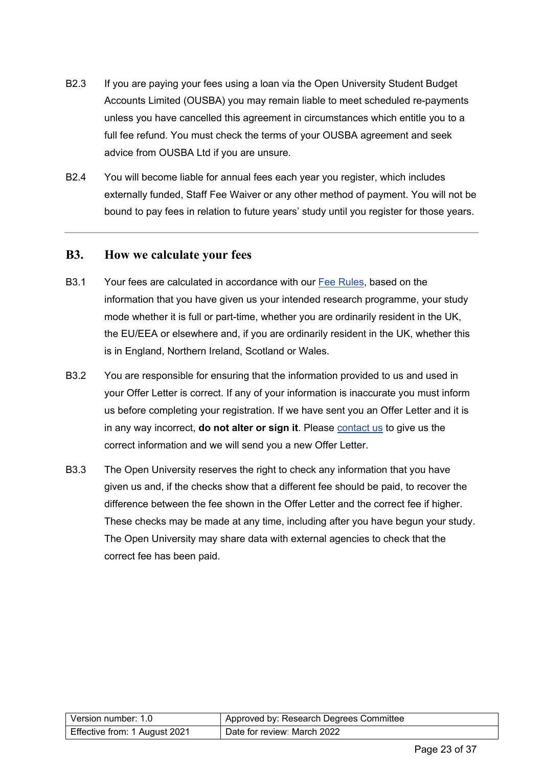B2.3 If you are paying your fees using a loan via the Open University Student Budget Accounts Limited (OUSBA) you may remain liable to meet scheduled re-payments unless you have cancelled this agreement in circumstances which entitle you to a full fee refund. You must check the terms of your OUSBA agreement and seek advice from OUSBA Ltd if you are unsure.

B2.4 You will become liable for annual fees each year you register, which includes externally funded, Staff Fee Waiver or any other method of payment. You will not be bound to pay fees in relation to future years' study until you register for those years.

---

## B3. How we calculate your fees

B3.1 Your fees are calculated in accordance with our Fee Rules, based on the information that you have given us your intended research programme, your study mode whether it is full or part-time, whether you are ordinarily resident in the UK, the EU/EEA or elsewhere and, if you are ordinarily resident in the UK, whether this is in England, Northern Ireland, Scotland or Wales.

B3.2 You are responsible for ensuring that the information provided to us and used in your Offer Letter is correct. If any of your information is inaccurate you must inform us before completing your registration. If we have sent you an Offer Letter and it is in any way incorrect, **do not alter or sign it**. Please contact us to give us the correct information and we will send you a new Offer Letter.

B3.3 The Open University reserves the right to check any information that you have given us and, if the checks show that a different fee should be paid, to recover the difference between the fee shown in the Offer Letter and the correct fee if higher. These checks may be made at any time, including after you have begun your study. The Open University may share data with external agencies to check that the correct fee has been paid.

| Version number: 1.0 | Approved by: Research Degrees Committee |
| --- | --- |
| Effective from: 1 August 2021 | Date for review: March 2022 |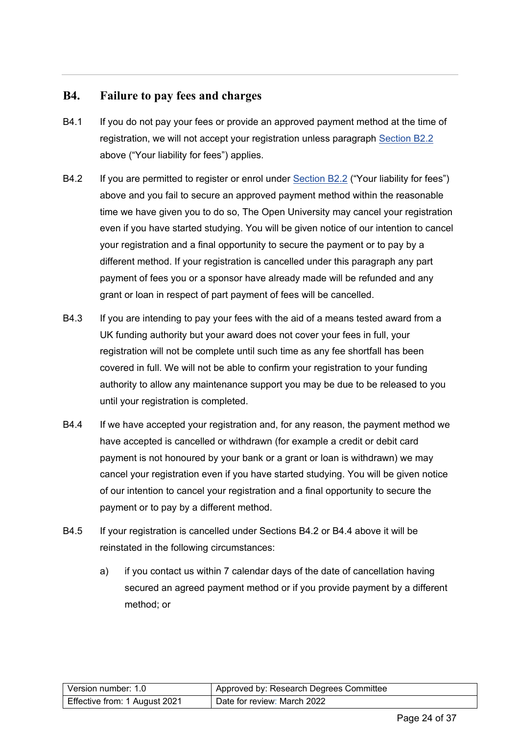## B4. Failure to pay fees and charges

B4.1 If you do not pay your fees or provide an approved payment method at the time of registration, we will not accept your registration unless paragraph Section B2.2 above ("Your liability for fees") applies.

B4.2 If you are permitted to register or enrol under Section B2.2 ("Your liability for fees") above and you fail to secure an approved payment method within the reasonable time we have given you to do so, The Open University may cancel your registration even if you have started studying. You will be given notice of our intention to cancel your registration and a final opportunity to secure the payment or to pay by a different method. If your registration is cancelled under this paragraph any part payment of fees you or a sponsor have already made will be refunded and any grant or loan in respect of part payment of fees will be cancelled.

B4.3 If you are intending to pay your fees with the aid of a means tested award from a UK funding authority but your award does not cover your fees in full, your registration will not be complete until such time as any fee shortfall has been covered in full. We will not be able to confirm your registration to your funding authority to allow any maintenance support you may be due to be released to you until your registration is completed.

B4.4 If we have accepted your registration and, for any reason, the payment method we have accepted is cancelled or withdrawn (for example a credit or debit card payment is not honoured by your bank or a grant or loan is withdrawn) we may cancel your registration even if you have started studying. You will be given notice of our intention to cancel your registration and a final opportunity to secure the payment or to pay by a different method.

B4.5 If your registration is cancelled under Sections B4.2 or B4.4 above it will be reinstated in the following circumstances:

a) if you contact us within 7 calendar days of the date of cancellation having secured an agreed payment method or if you provide payment by a different method; or

| Version number: 1.0 | Approved by: Research Degrees Committee |
|---|---|
| Effective from: 1 August 2021 | Date for review: March 2022 |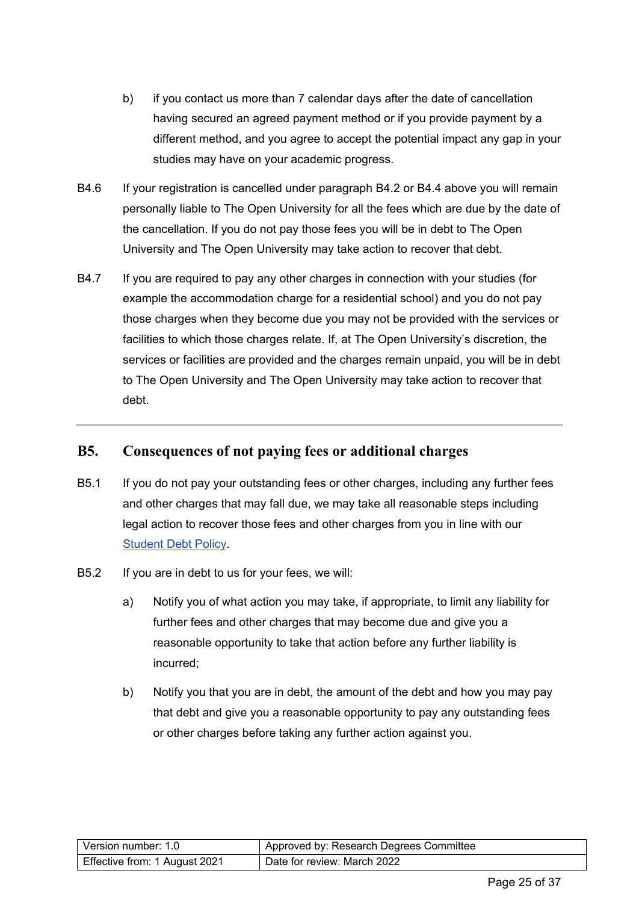b) if you contact us more than 7 calendar days after the date of cancellation having secured an agreed payment method or if you provide payment by a different method, and you agree to accept the potential impact any gap in your studies may have on your academic progress.

B4.6 If your registration is cancelled under paragraph B4.2 or B4.4 above you will remain personally liable to The Open University for all the fees which are due by the date of the cancellation. If you do not pay those fees you will be in debt to The Open University and The Open University may take action to recover that debt.

B4.7 If you are required to pay any other charges in connection with your studies (for example the accommodation charge for a residential school) and you do not pay those charges when they become due you may not be provided with the services or facilities to which those charges relate. If, at The Open University's discretion, the services or facilities are provided and the charges remain unpaid, you will be in debt to The Open University and The Open University may take action to recover that debt.

---

## B5. Consequences of not paying fees or additional charges

B5.1 If you do not pay your outstanding fees or other charges, including any further fees and other charges that may fall due, we may take all reasonable steps including legal action to recover those fees and other charges from you in line with our Student Debt Policy.

B5.2 If you are in debt to us for your fees, we will:

a) Notify you of what action you may take, if appropriate, to limit any liability for further fees and other charges that may become due and give you a reasonable opportunity to take that action before any further liability is incurred;

b) Notify you that you are in debt, the amount of the debt and how you may pay that debt and give you a reasonable opportunity to pay any outstanding fees or other charges before taking any further action against you.

| Version number: 1.0 | Approved by: Research Degrees Committee |
|---|---|
| Effective from: 1 August 2021 | Date for review: March 2022 |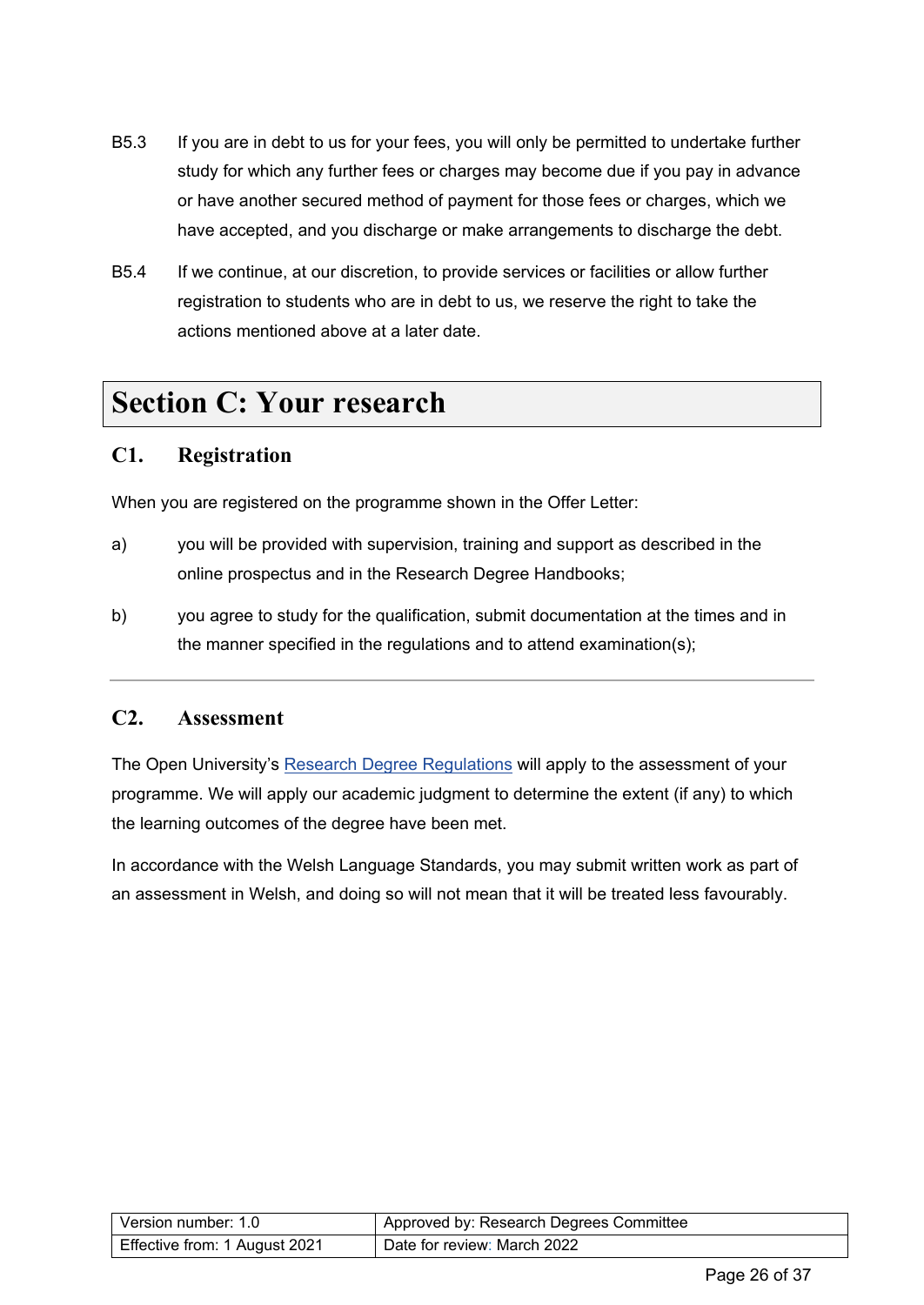B5.3 If you are in debt to us for your fees, you will only be permitted to undertake further study for which any further fees or charges may become due if you pay in advance or have another secured method of payment for those fees or charges, which we have accepted, and you discharge or make arrangements to discharge the debt.

B5.4 If we continue, at our discretion, to provide services or facilities or allow further registration to students who are in debt to us, we reserve the right to take the actions mentioned above at a later date.

# Section C: Your research

## C1. Registration

When you are registered on the programme shown in the Offer Letter:

a) you will be provided with supervision, training and support as described in the online prospectus and in the Research Degree Handbooks;

b) you agree to study for the qualification, submit documentation at the times and in the manner specified in the regulations and to attend examination(s);

---

## C2. Assessment

The Open University's Research Degree Regulations will apply to the assessment of your programme. We will apply our academic judgment to determine the extent (if any) to which the learning outcomes of the degree have been met.

In accordance with the Welsh Language Standards, you may submit written work as part of an assessment in Welsh, and doing so will not mean that it will be treated less favourably.

| Version number: 1.0 | Approved by: Research Degrees Committee |
|---|---|
| Effective from: 1 August 2021 | Date for review: March 2022 |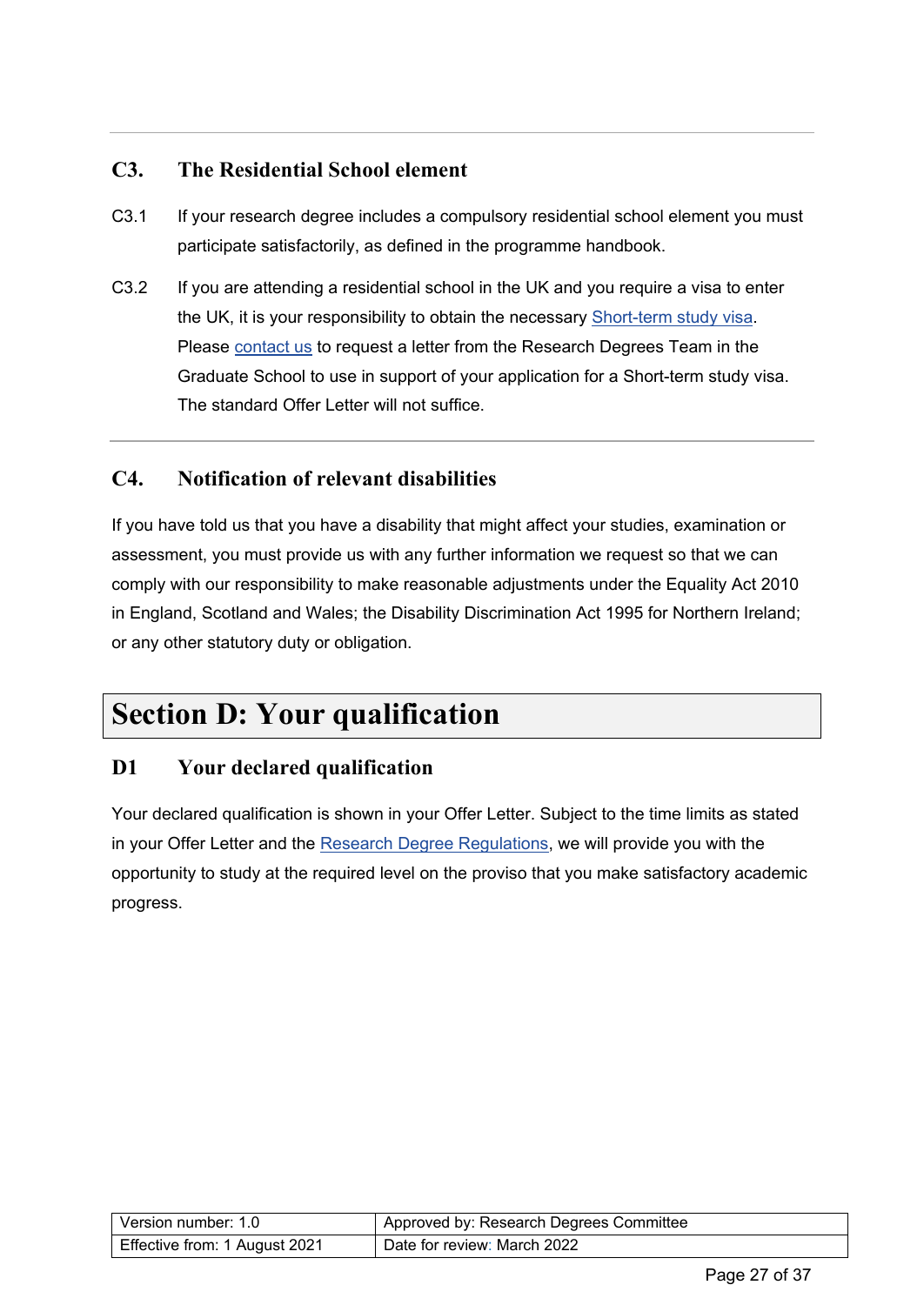### C3. The Residential School element

C3.1 If your research degree includes a compulsory residential school element you must participate satisfactorily, as defined in the programme handbook.

C3.2 If you are attending a residential school in the UK and you require a visa to enter the UK, it is your responsibility to obtain the necessary Short-term study visa. Please contact us to request a letter from the Research Degrees Team in the Graduate School to use in support of your application for a Short-term study visa. The standard Offer Letter will not suffice.

### C4. Notification of relevant disabilities

If you have told us that you have a disability that might affect your studies, examination or assessment, you must provide us with any further information we request so that we can comply with our responsibility to make reasonable adjustments under the Equality Act 2010 in England, Scotland and Wales; the Disability Discrimination Act 1995 for Northern Ireland; or any other statutory duty or obligation.

## Section D: Your qualification

### D1 Your declared qualification

Your declared qualification is shown in your Offer Letter. Subject to the time limits as stated in your Offer Letter and the Research Degree Regulations, we will provide you with the opportunity to study at the required level on the proviso that you make satisfactory academic progress.

| Version number: 1.0 | Approved by: Research Degrees Committee |
|---|---|
| Effective from: 1 August 2021 | Date for review: March 2022 |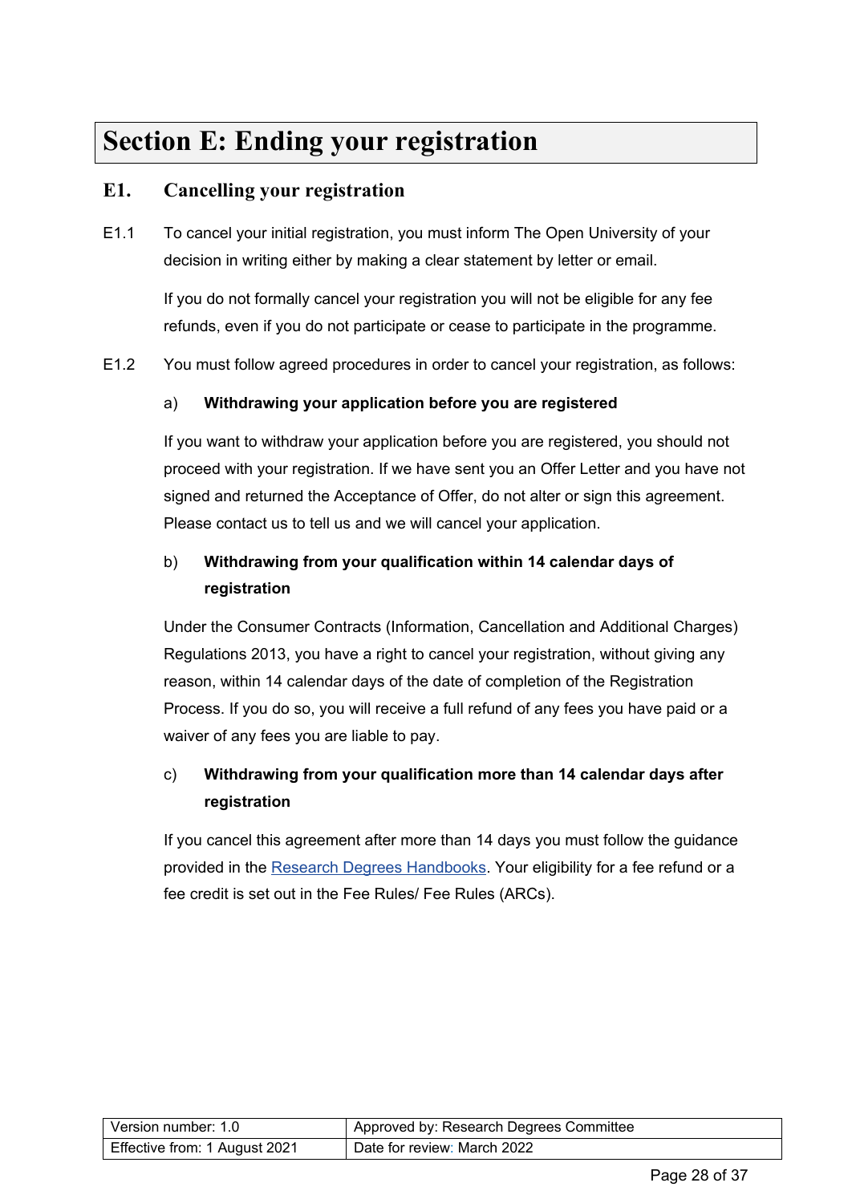# Section E: Ending your registration

## E1. Cancelling your registration

E1.1 To cancel your initial registration, you must inform The Open University of your decision in writing either by making a clear statement by letter or email.

If you do not formally cancel your registration you will not be eligible for any fee refunds, even if you do not participate or cease to participate in the programme.

E1.2 You must follow agreed procedures in order to cancel your registration, as follows:

a) **Withdrawing your application before you are registered**

If you want to withdraw your application before you are registered, you should not proceed with your registration. If we have sent you an Offer Letter and you have not signed and returned the Acceptance of Offer, do not alter or sign this agreement. Please contact us to tell us and we will cancel your application.

b) **Withdrawing from your qualification within 14 calendar days of registration**

Under the Consumer Contracts (Information, Cancellation and Additional Charges) Regulations 2013, you have a right to cancel your registration, without giving any reason, within 14 calendar days of the date of completion of the Registration Process. If you do so, you will receive a full refund of any fees you have paid or a waiver of any fees you are liable to pay.

c) **Withdrawing from your qualification more than 14 calendar days after registration**

If you cancel this agreement after more than 14 days you must follow the guidance provided in the Research Degrees Handbooks. Your eligibility for a fee refund or a fee credit is set out in the Fee Rules/ Fee Rules (ARCs).

| Version number: 1.0 | Approved by: Research Degrees Committee |
|---|---|
| Effective from: 1 August 2021 | Date for review: March 2022 |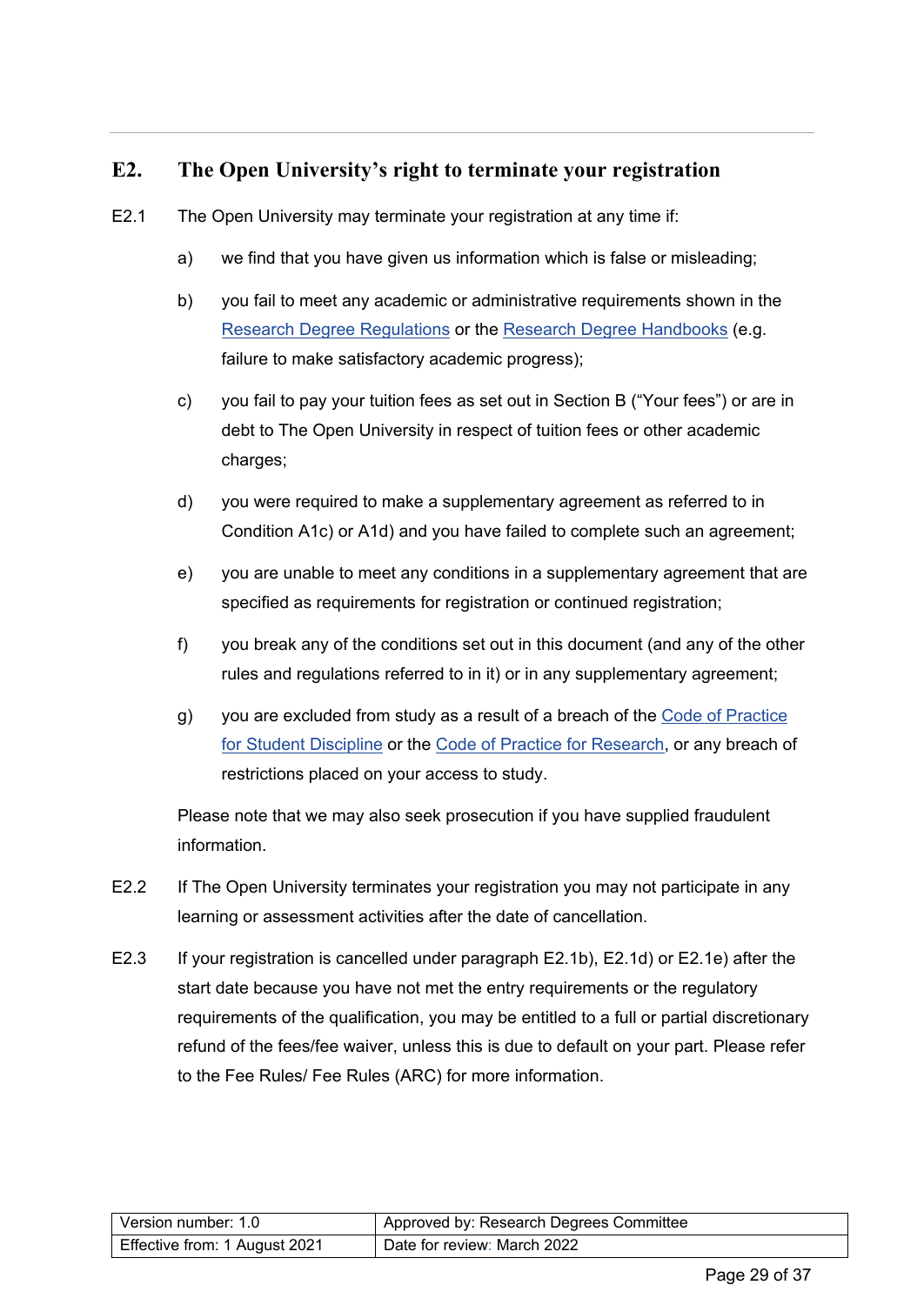## E2. The Open University's right to terminate your registration

E2.1 The Open University may terminate your registration at any time if:

a) we find that you have given us information which is false or misleading;

b) you fail to meet any academic or administrative requirements shown in the Research Degree Regulations or the Research Degree Handbooks (e.g. failure to make satisfactory academic progress);

c) you fail to pay your tuition fees as set out in Section B ("Your fees") or are in debt to The Open University in respect of tuition fees or other academic charges;

d) you were required to make a supplementary agreement as referred to in Condition A1c) or A1d) and you have failed to complete such an agreement;

e) you are unable to meet any conditions in a supplementary agreement that are specified as requirements for registration or continued registration;

f) you break any of the conditions set out in this document (and any of the other rules and regulations referred to in it) or in any supplementary agreement;

g) you are excluded from study as a result of a breach of the Code of Practice for Student Discipline or the Code of Practice for Research, or any breach of restrictions placed on your access to study.

Please note that we may also seek prosecution if you have supplied fraudulent information.

E2.2 If The Open University terminates your registration you may not participate in any learning or assessment activities after the date of cancellation.

E2.3 If your registration is cancelled under paragraph E2.1b), E2.1d) or E2.1e) after the start date because you have not met the entry requirements or the regulatory requirements of the qualification, you may be entitled to a full or partial discretionary refund of the fees/fee waiver, unless this is due to default on your part. Please refer to the Fee Rules/ Fee Rules (ARC) for more information.

| Version number: 1.0 | Approved by: Research Degrees Committee |
| --- | --- |
| Effective from: 1 August 2021 | Date for review: March 2022 |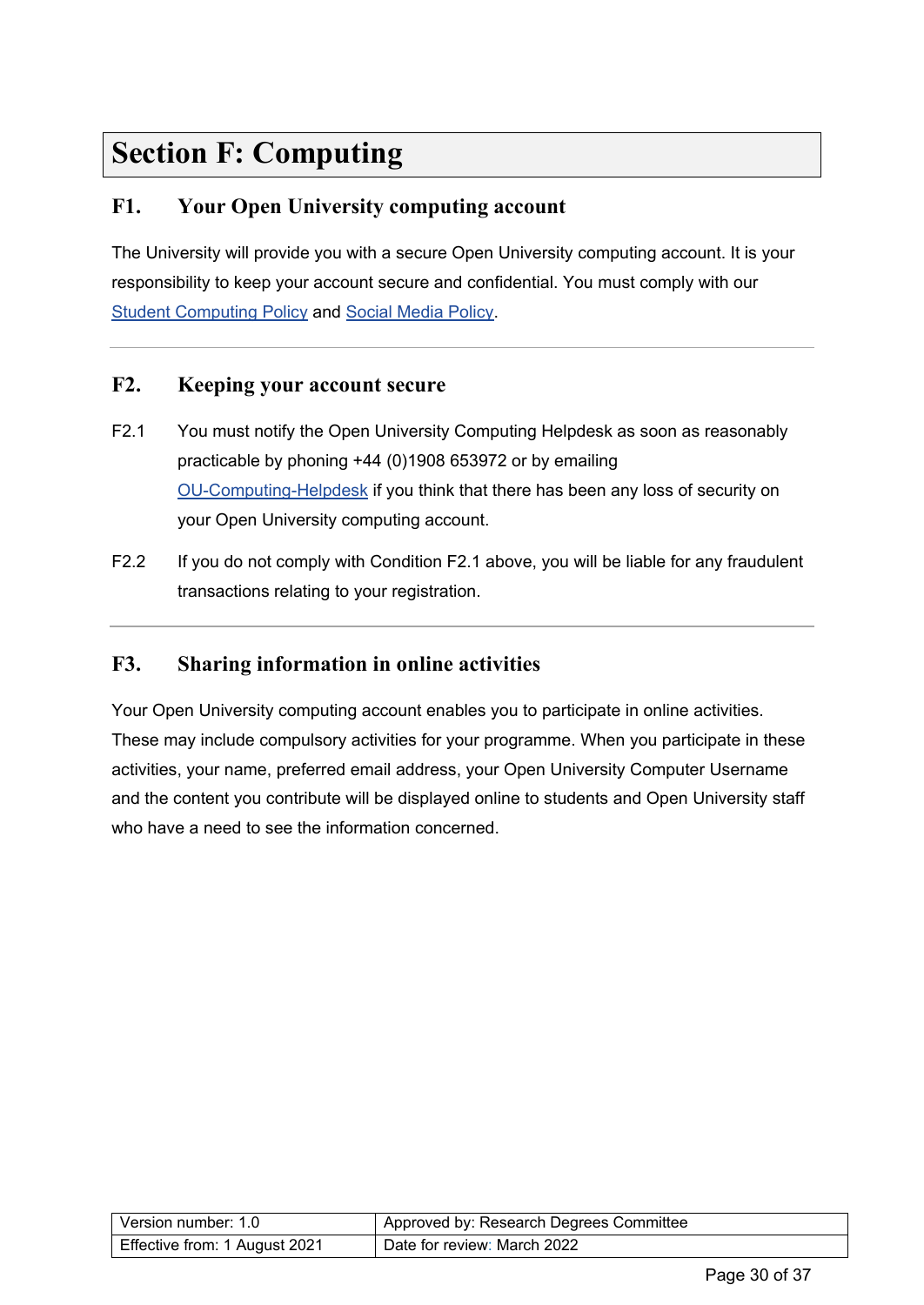# Section F: Computing

## F1. Your Open University computing account

The University will provide you with a secure Open University computing account. It is your responsibility to keep your account secure and confidential. You must comply with our Student Computing Policy and Social Media Policy.

---

## F2. Keeping your account secure

F2.1 You must notify the Open University Computing Helpdesk as soon as reasonably practicable by phoning +44 (0)1908 653972 or by emailing OU-Computing-Helpdesk if you think that there has been any loss of security on your Open University computing account.

F2.2 If you do not comply with Condition F2.1 above, you will be liable for any fraudulent transactions relating to your registration.

---

## F3. Sharing information in online activities

Your Open University computing account enables you to participate in online activities. These may include compulsory activities for your programme. When you participate in these activities, your name, preferred email address, your Open University Computer Username and the content you contribute will be displayed online to students and Open University staff who have a need to see the information concerned.

| Version number: 1.0 | Approved by: Research Degrees Committee |
| --- | --- |
| Effective from: 1 August 2021 | Date for review: March 2022 |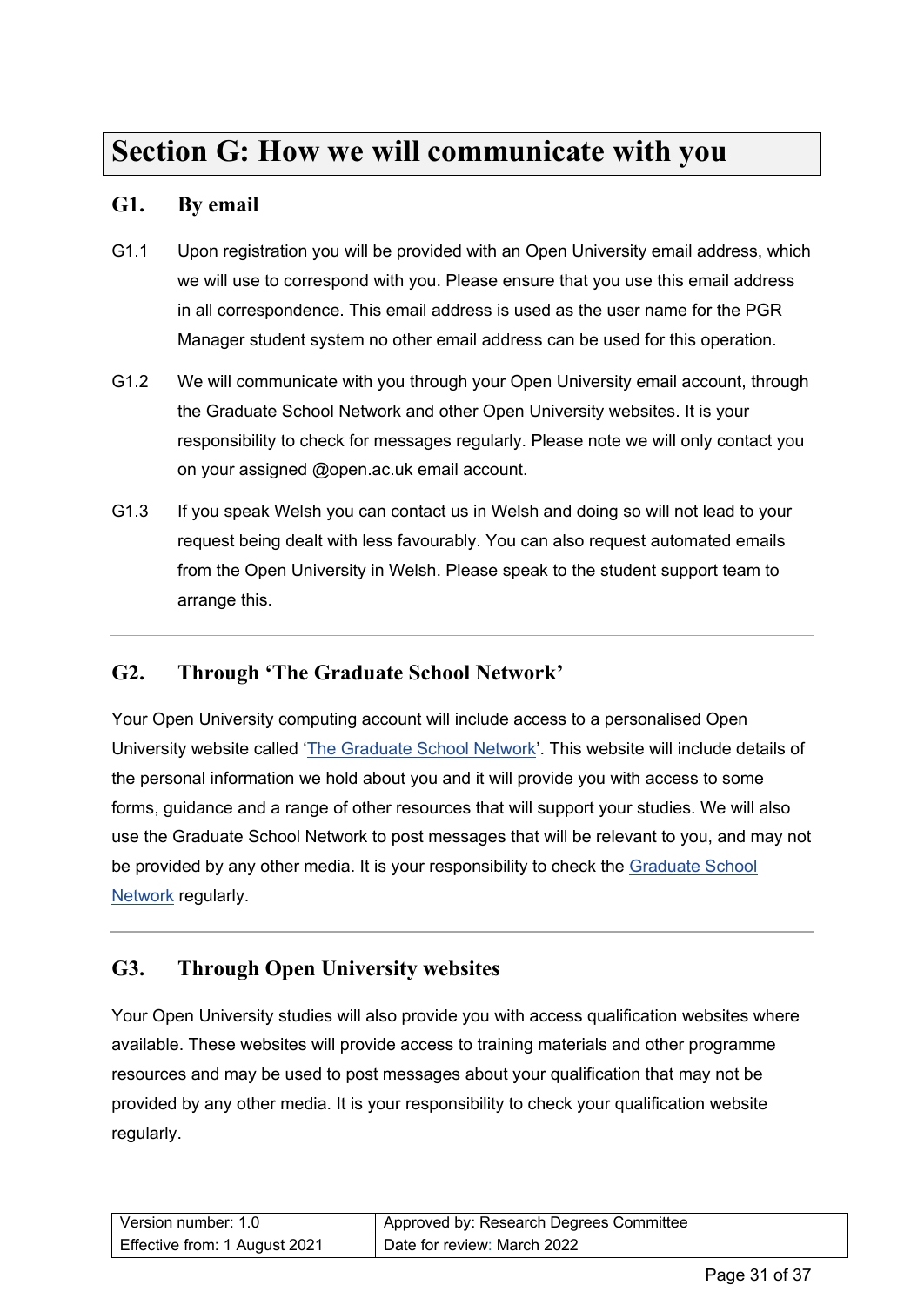# Section G: How we will communicate with you

## G1. By email

G1.1 Upon registration you will be provided with an Open University email address, which we will use to correspond with you. Please ensure that you use this email address in all correspondence. This email address is used as the user name for the PGR Manager student system no other email address can be used for this operation.

G1.2 We will communicate with you through your Open University email account, through the Graduate School Network and other Open University websites. It is your responsibility to check for messages regularly. Please note we will only contact you on your assigned @open.ac.uk email account.

G1.3 If you speak Welsh you can contact us in Welsh and doing so will not lead to your request being dealt with less favourably. You can also request automated emails from the Open University in Welsh. Please speak to the student support team to arrange this.

---

## G2. Through 'The Graduate School Network'

Your Open University computing account will include access to a personalised Open University website called 'The Graduate School Network'. This website will include details of the personal information we hold about you and it will provide you with access to some forms, guidance and a range of other resources that will support your studies. We will also use the Graduate School Network to post messages that will be relevant to you, and may not be provided by any other media. It is your responsibility to check the Graduate School Network regularly.

---

## G3. Through Open University websites

Your Open University studies will also provide you with access qualification websites where available. These websites will provide access to training materials and other programme resources and may be used to post messages about your qualification that may not be provided by any other media. It is your responsibility to check your qualification website regularly.

| Version number: 1.0 | Approved by: Research Degrees Committee |
| --- | --- |
| Effective from: 1 August 2021 | Date for review: March 2022 |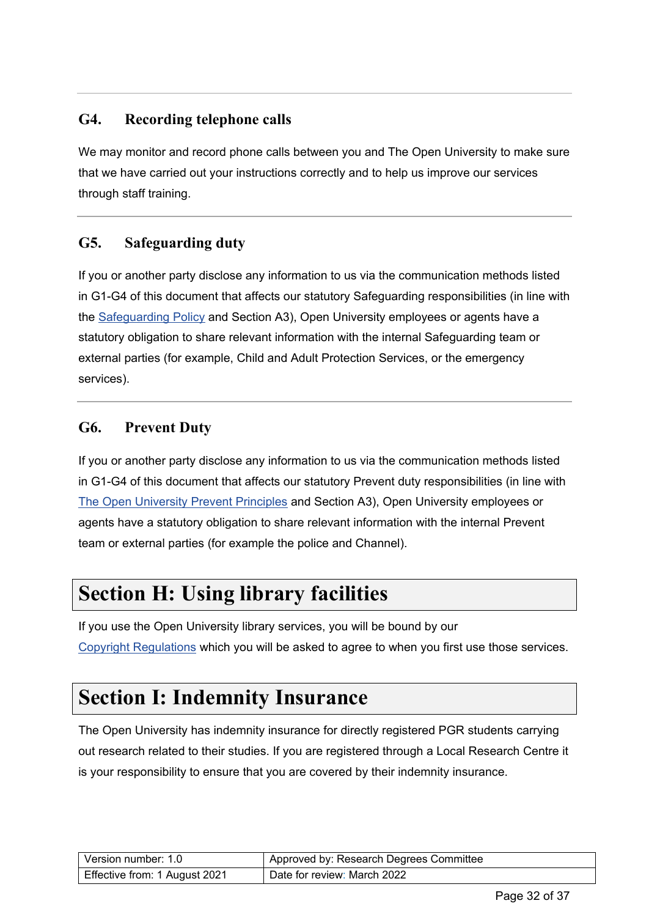### G4. Recording telephone calls

We may monitor and record phone calls between you and The Open University to make sure that we have carried out your instructions correctly and to help us improve our services through staff training.

### G5. Safeguarding duty

If you or another party disclose any information to us via the communication methods listed in G1-G4 of this document that affects our statutory Safeguarding responsibilities (in line with the Safeguarding Policy and Section A3), Open University employees or agents have a statutory obligation to share relevant information with the internal Safeguarding team or external parties (for example, Child and Adult Protection Services, or the emergency services).

### G6. Prevent Duty

If you or another party disclose any information to us via the communication methods listed in G1-G4 of this document that affects our statutory Prevent duty responsibilities (in line with The Open University Prevent Principles and Section A3), Open University employees or agents have a statutory obligation to share relevant information with the internal Prevent team or external parties (for example the police and Channel).

## Section H: Using library facilities

If you use the Open University library services, you will be bound by our Copyright Regulations which you will be asked to agree to when you first use those services.

## Section I: Indemnity Insurance

The Open University has indemnity insurance for directly registered PGR students carrying out research related to their studies. If you are registered through a Local Research Centre it is your responsibility to ensure that you are covered by their indemnity insurance.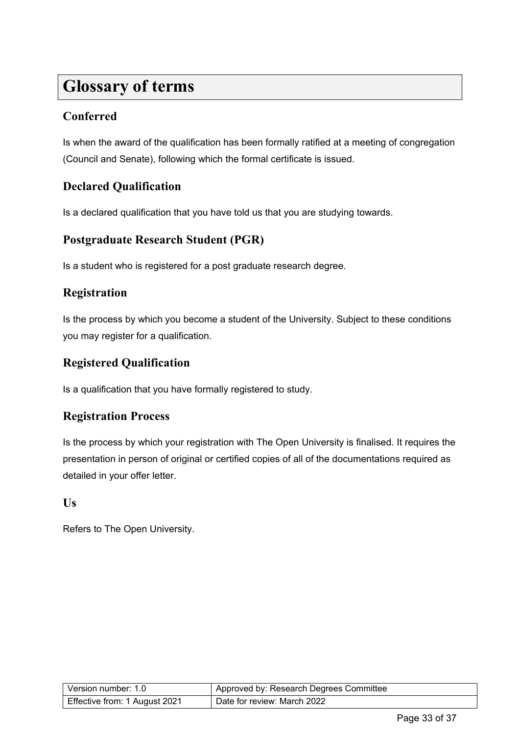# Glossary of terms

## Conferred

Is when the award of the qualification has been formally ratified at a meeting of congregation (Council and Senate), following which the formal certificate is issued.

## Declared Qualification

Is a declared qualification that you have told us that you are studying towards.

## Postgraduate Research Student (PGR)

Is a student who is registered for a post graduate research degree.

## Registration

Is the process by which you become a student of the University. Subject to these conditions you may register for a qualification.

## Registered Qualification

Is a qualification that you have formally registered to study.

## Registration Process

Is the process by which your registration with The Open University is finalised. It requires the presentation in person of original or certified copies of all of the documentations required as detailed in your offer letter.

## Us

Refers to The Open University.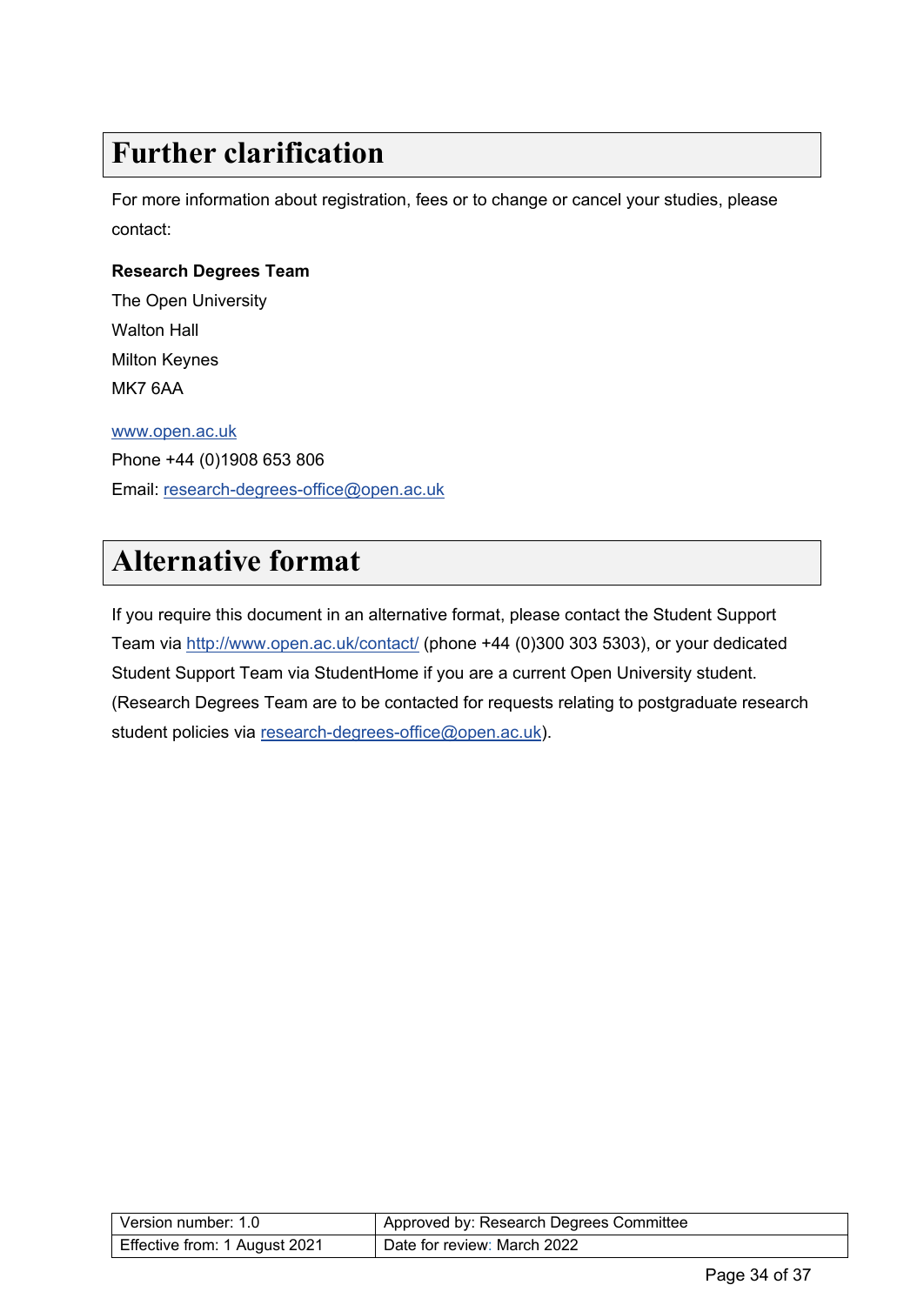# Further clarification

For more information about registration, fees or to change or cancel your studies, please contact:

**Research Degrees Team**
The Open University
Walton Hall
Milton Keynes
MK7 6AA

www.open.ac.uk
Phone +44 (0)1908 653 806
Email: research-degrees-office@open.ac.uk

# Alternative format

If you require this document in an alternative format, please contact the Student Support Team via http://www.open.ac.uk/contact/ (phone +44 (0)300 303 5303), or your dedicated Student Support Team via StudentHome if you are a current Open University student. (Research Degrees Team are to be contacted for requests relating to postgraduate research student policies via research-degrees-office@open.ac.uk).

| Version number: 1.0 | Approved by: Research Degrees Committee |
|---|---|
| Effective from: 1 August 2021 | Date for review: March 2022 |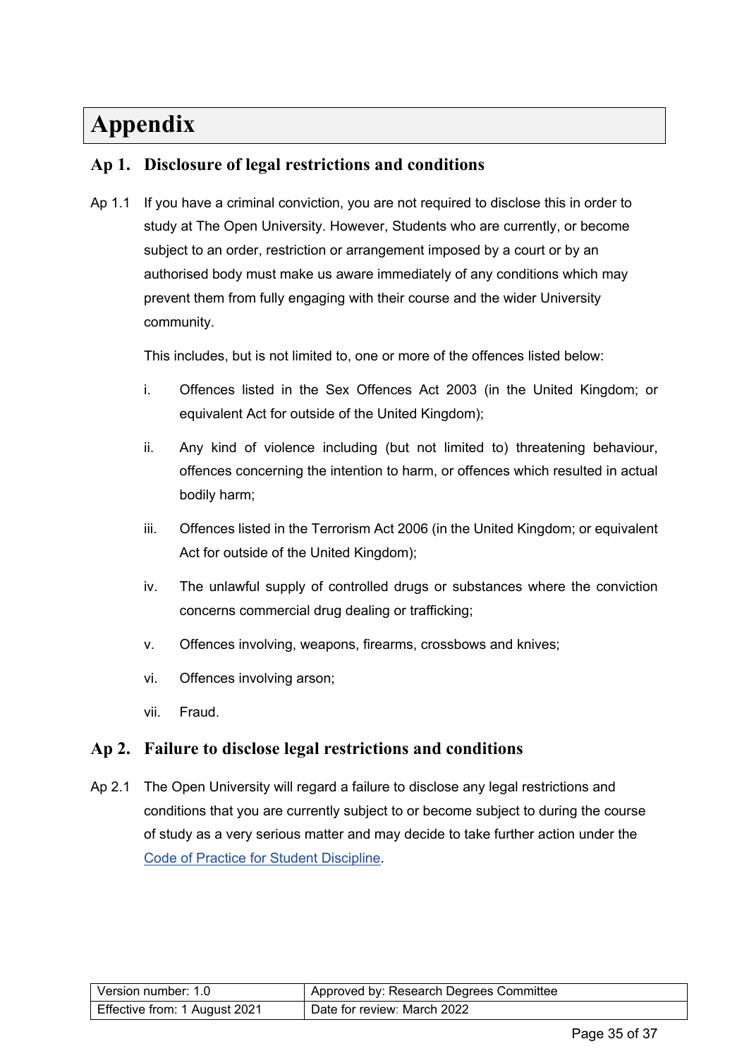# Appendix

## Ap 1. Disclosure of legal restrictions and conditions

Ap 1.1 If you have a criminal conviction, you are not required to disclose this in order to study at The Open University. However, Students who are currently, or become subject to an order, restriction or arrangement imposed by a court or by an authorised body must make us aware immediately of any conditions which may prevent them from fully engaging with their course and the wider University community.

This includes, but is not limited to, one or more of the offences listed below:

i. Offences listed in the Sex Offences Act 2003 (in the United Kingdom; or equivalent Act for outside of the United Kingdom);

ii. Any kind of violence including (but not limited to) threatening behaviour, offences concerning the intention to harm, or offences which resulted in actual bodily harm;

iii. Offences listed in the Terrorism Act 2006 (in the United Kingdom; or equivalent Act for outside of the United Kingdom);

iv. The unlawful supply of controlled drugs or substances where the conviction concerns commercial drug dealing or trafficking;

v. Offences involving, weapons, firearms, crossbows and knives;

vi. Offences involving arson;

vii. Fraud.

## Ap 2. Failure to disclose legal restrictions and conditions

Ap 2.1 The Open University will regard a failure to disclose any legal restrictions and conditions that you are currently subject to or become subject to during the course of study as a very serious matter and may decide to take further action under the Code of Practice for Student Discipline.

| Version number: 1.0 | Approved by: Research Degrees Committee |
|---|---|
| Effective from: 1 August 2021 | Date for review: March 2022 |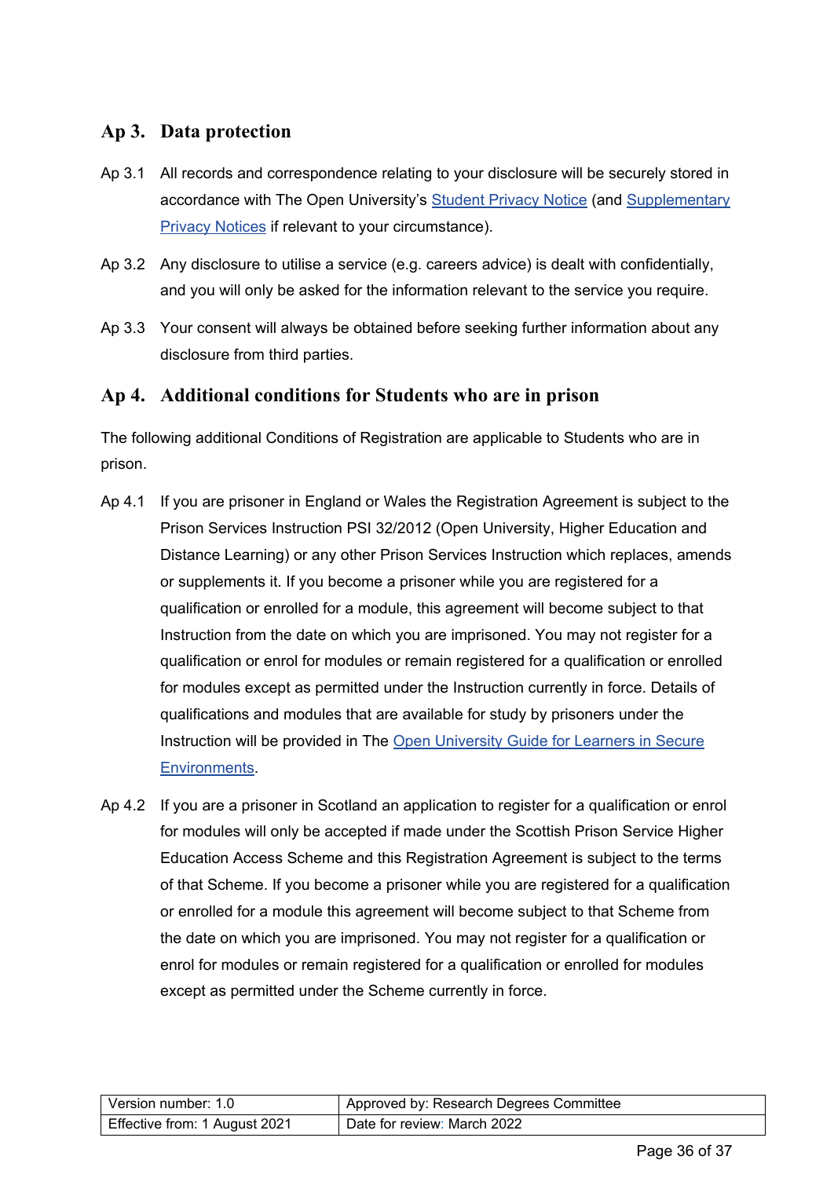## Ap 3. Data protection

Ap 3.1 All records and correspondence relating to your disclosure will be securely stored in accordance with The Open University's Student Privacy Notice (and Supplementary Privacy Notices if relevant to your circumstance).

Ap 3.2 Any disclosure to utilise a service (e.g. careers advice) is dealt with confidentially, and you will only be asked for the information relevant to the service you require.

Ap 3.3 Your consent will always be obtained before seeking further information about any disclosure from third parties.

## Ap 4. Additional conditions for Students who are in prison

The following additional Conditions of Registration are applicable to Students who are in prison.

Ap 4.1 If you are prisoner in England or Wales the Registration Agreement is subject to the Prison Services Instruction PSI 32/2012 (Open University, Higher Education and Distance Learning) or any other Prison Services Instruction which replaces, amends or supplements it. If you become a prisoner while you are registered for a qualification or enrolled for a module, this agreement will become subject to that Instruction from the date on which you are imprisoned. You may not register for a qualification or enrol for modules or remain registered for a qualification or enrolled for modules except as permitted under the Instruction currently in force. Details of qualifications and modules that are available for study by prisoners under the Instruction will be provided in The Open University Guide for Learners in Secure Environments.

Ap 4.2 If you are a prisoner in Scotland an application to register for a qualification or enrol for modules will only be accepted if made under the Scottish Prison Service Higher Education Access Scheme and this Registration Agreement is subject to the terms of that Scheme. If you become a prisoner while you are registered for a qualification or enrolled for a module this agreement will become subject to that Scheme from the date on which you are imprisoned. You may not register for a qualification or enrol for modules or remain registered for a qualification or enrolled for modules except as permitted under the Scheme currently in force.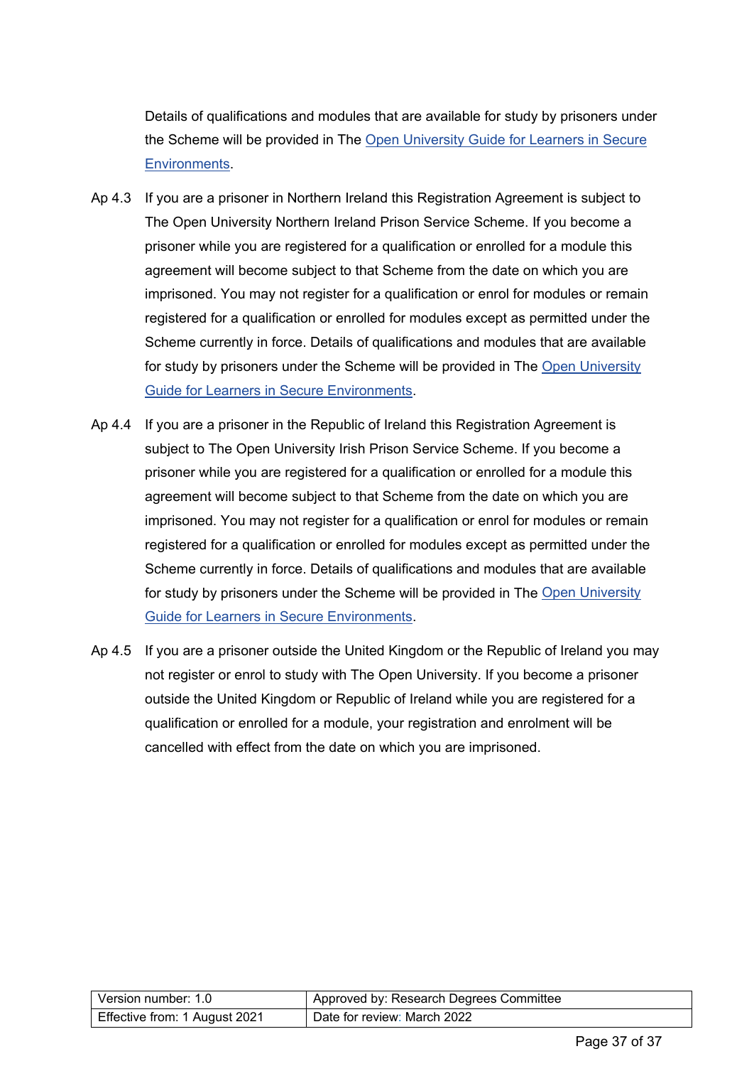Details of qualifications and modules that are available for study by prisoners under the Scheme will be provided in The [Open University Guide for Learners in Secure Environments](#).

Ap 4.3 If you are a prisoner in Northern Ireland this Registration Agreement is subject to The Open University Northern Ireland Prison Service Scheme. If you become a prisoner while you are registered for a qualification or enrolled for a module this agreement will become subject to that Scheme from the date on which you are imprisoned. You may not register for a qualification or enrol for modules or remain registered for a qualification or enrolled for modules except as permitted under the Scheme currently in force. Details of qualifications and modules that are available for study by prisoners under the Scheme will be provided in The [Open University Guide for Learners in Secure Environments](#).

Ap 4.4 If you are a prisoner in the Republic of Ireland this Registration Agreement is subject to The Open University Irish Prison Service Scheme. If you become a prisoner while you are registered for a qualification or enrolled for a module this agreement will become subject to that Scheme from the date on which you are imprisoned. You may not register for a qualification or enrol for modules or remain registered for a qualification or enrolled for modules except as permitted under the Scheme currently in force. Details of qualifications and modules that are available for study by prisoners under the Scheme will be provided in The [Open University Guide for Learners in Secure Environments](#).

Ap 4.5 If you are a prisoner outside the United Kingdom or the Republic of Ireland you may not register or enrol to study with The Open University. If you become a prisoner outside the United Kingdom or Republic of Ireland while you are registered for a qualification or enrolled for a module, your registration and enrolment will be cancelled with effect from the date on which you are imprisoned.

| | |
|---|---|
| Version number: 1.0 | Approved by: Research Degrees Committee |
| Effective from: 1 August 2021 | Date for review: March 2022 |